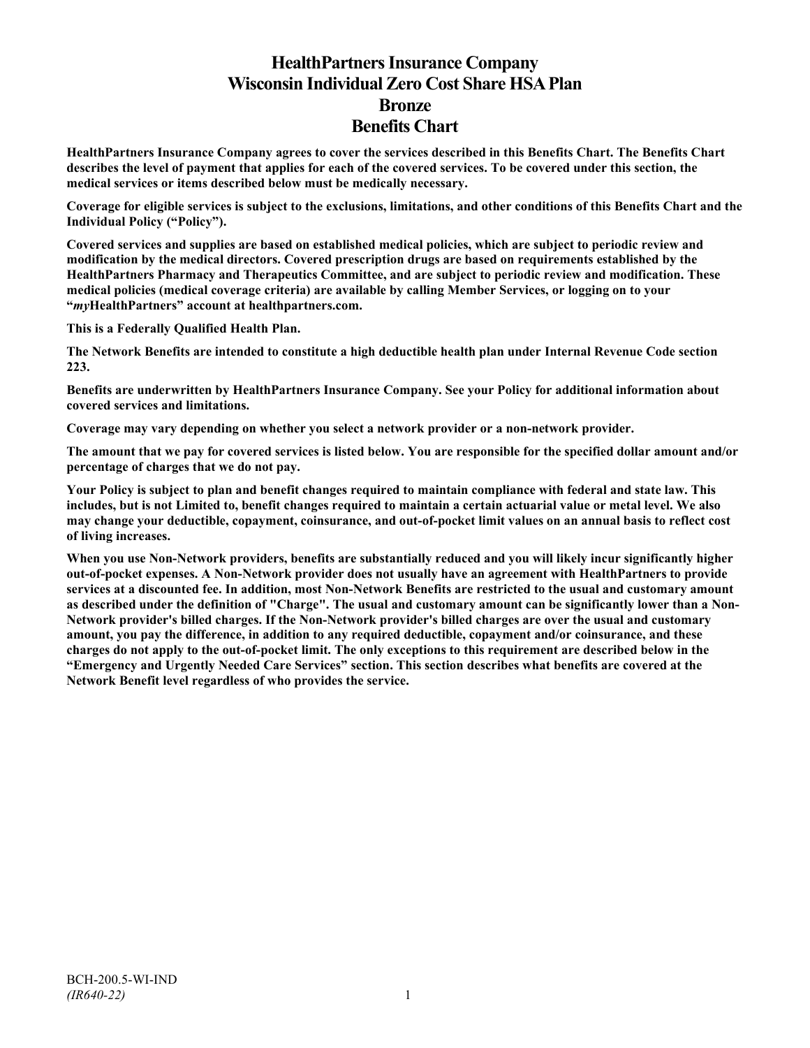# HealthPartners Insurance Company
# Wisconsin Individual Zero Cost Share HSA Plan
# Bronze
# Benefits Chart

**HealthPartners Insurance Company agrees to cover the services described in this Benefits Chart. The Benefits Chart describes the level of payment that applies for each of the covered services. To be covered under this section, the medical services or items described below must be medically necessary.**

**Coverage for eligible services is subject to the exclusions, limitations, and other conditions of this Benefits Chart and the Individual Policy ("Policy").**

**Covered services and supplies are based on established medical policies, which are subject to periodic review and modification by the medical directors. Covered prescription drugs are based on requirements established by the HealthPartners Pharmacy and Therapeutics Committee, and are subject to periodic review and modification. These medical policies (medical coverage criteria) are available by calling Member Services, or logging on to your "*my*HealthPartners" account at healthpartners.com.**

**This is a Federally Qualified Health Plan.**

**The Network Benefits are intended to constitute a high deductible health plan under Internal Revenue Code section 223.**

**Benefits are underwritten by HealthPartners Insurance Company. See your Policy for additional information about covered services and limitations.**

**Coverage may vary depending on whether you select a network provider or a non-network provider.**

**The amount that we pay for covered services is listed below. You are responsible for the specified dollar amount and/or percentage of charges that we do not pay.**

**Your Policy is subject to plan and benefit changes required to maintain compliance with federal and state law. This includes, but is not Limited to, benefit changes required to maintain a certain actuarial value or metal level. We also may change your deductible, copayment, coinsurance, and out-of-pocket limit values on an annual basis to reflect cost of living increases.**

**When you use Non-Network providers, benefits are substantially reduced and you will likely incur significantly higher out-of-pocket expenses. A Non-Network provider does not usually have an agreement with HealthPartners to provide services at a discounted fee. In addition, most Non-Network Benefits are restricted to the usual and customary amount as described under the definition of "Charge". The usual and customary amount can be significantly lower than a Non-Network provider's billed charges. If the Non-Network provider's billed charges are over the usual and customary amount, you pay the difference, in addition to any required deductible, copayment and/or coinsurance, and these charges do not apply to the out-of-pocket limit. The only exceptions to this requirement are described below in the "Emergency and Urgently Needed Care Services" section. This section describes what benefits are covered at the Network Benefit level regardless of who provides the service.**

BCH-200.5-WI-IND
*(IR640-22)*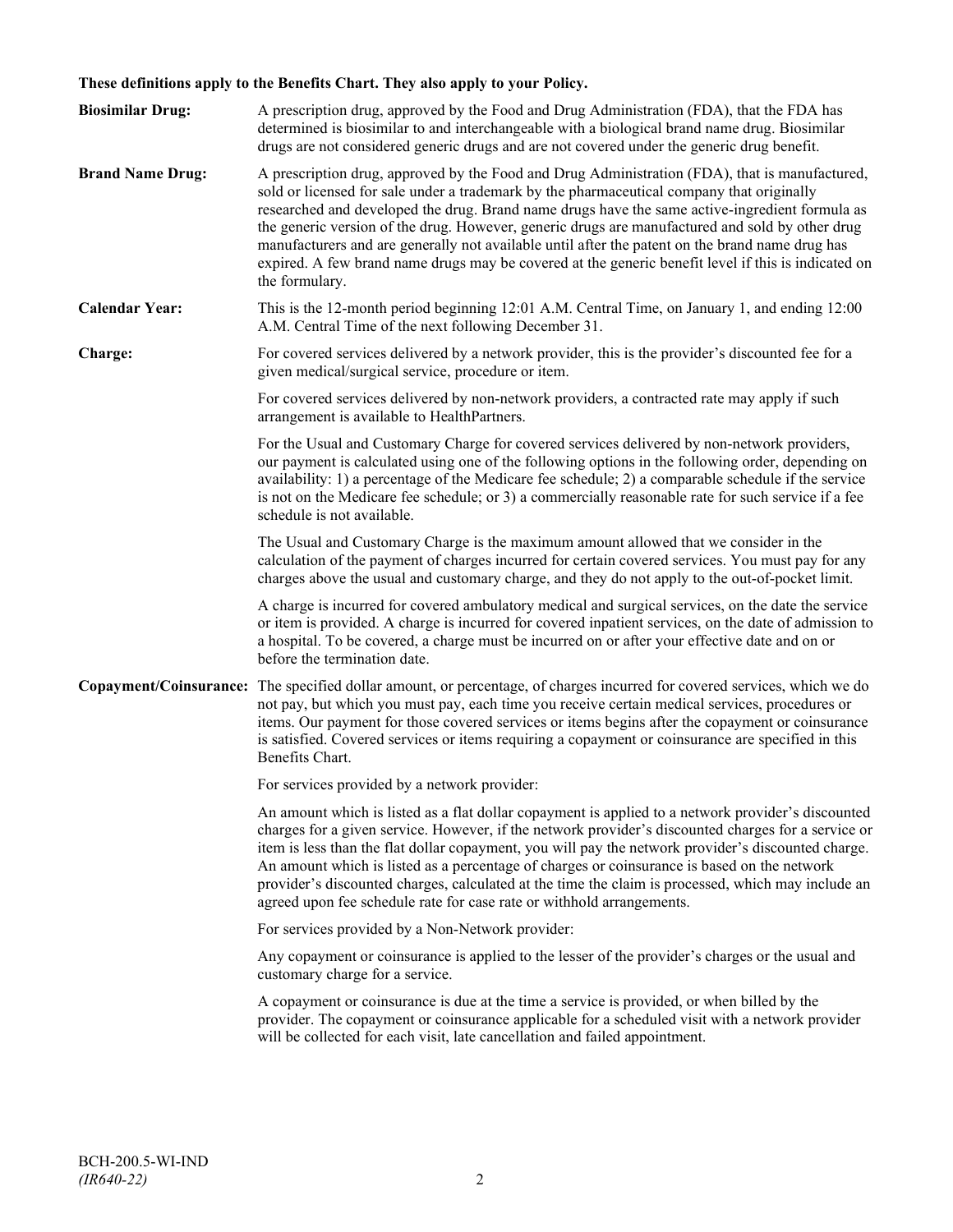**These definitions apply to the Benefits Chart. They also apply to your Policy.**

**Biosimilar Drug:** A prescription drug, approved by the Food and Drug Administration (FDA), that the FDA has determined is biosimilar to and interchangeable with a biological brand name drug. Biosimilar drugs are not considered generic drugs and are not covered under the generic drug benefit.

**Brand Name Drug:** A prescription drug, approved by the Food and Drug Administration (FDA), that is manufactured, sold or licensed for sale under a trademark by the pharmaceutical company that originally researched and developed the drug. Brand name drugs have the same active-ingredient formula as the generic version of the drug. However, generic drugs are manufactured and sold by other drug manufacturers and are generally not available until after the patent on the brand name drug has expired. A few brand name drugs may be covered at the generic benefit level if this is indicated on the formulary.

**Calendar Year:** This is the 12-month period beginning 12:01 A.M. Central Time, on January 1, and ending 12:00 A.M. Central Time of the next following December 31.

**Charge:** For covered services delivered by a network provider, this is the provider's discounted fee for a given medical/surgical service, procedure or item.

For covered services delivered by non-network providers, a contracted rate may apply if such arrangement is available to HealthPartners.

For the Usual and Customary Charge for covered services delivered by non-network providers, our payment is calculated using one of the following options in the following order, depending on availability: 1) a percentage of the Medicare fee schedule; 2) a comparable schedule if the service is not on the Medicare fee schedule; or 3) a commercially reasonable rate for such service if a fee schedule is not available.

The Usual and Customary Charge is the maximum amount allowed that we consider in the calculation of the payment of charges incurred for certain covered services. You must pay for any charges above the usual and customary charge, and they do not apply to the out-of-pocket limit.

A charge is incurred for covered ambulatory medical and surgical services, on the date the service or item is provided. A charge is incurred for covered inpatient services, on the date of admission to a hospital. To be covered, a charge must be incurred on or after your effective date and on or before the termination date.

**Copayment/Coinsurance:** The specified dollar amount, or percentage, of charges incurred for covered services, which we do not pay, but which you must pay, each time you receive certain medical services, procedures or items. Our payment for those covered services or items begins after the copayment or coinsurance is satisfied. Covered services or items requiring a copayment or coinsurance are specified in this Benefits Chart.

For services provided by a network provider:

An amount which is listed as a flat dollar copayment is applied to a network provider's discounted charges for a given service. However, if the network provider's discounted charges for a service or item is less than the flat dollar copayment, you will pay the network provider's discounted charge. An amount which is listed as a percentage of charges or coinsurance is based on the network provider's discounted charges, calculated at the time the claim is processed, which may include an agreed upon fee schedule rate for case rate or withhold arrangements.

For services provided by a Non-Network provider:

Any copayment or coinsurance is applied to the lesser of the provider's charges or the usual and customary charge for a service.

A copayment or coinsurance is due at the time a service is provided, or when billed by the provider. The copayment or coinsurance applicable for a scheduled visit with a network provider will be collected for each visit, late cancellation and failed appointment.

BCH-200.5-WI-IND
*(IR640-22)*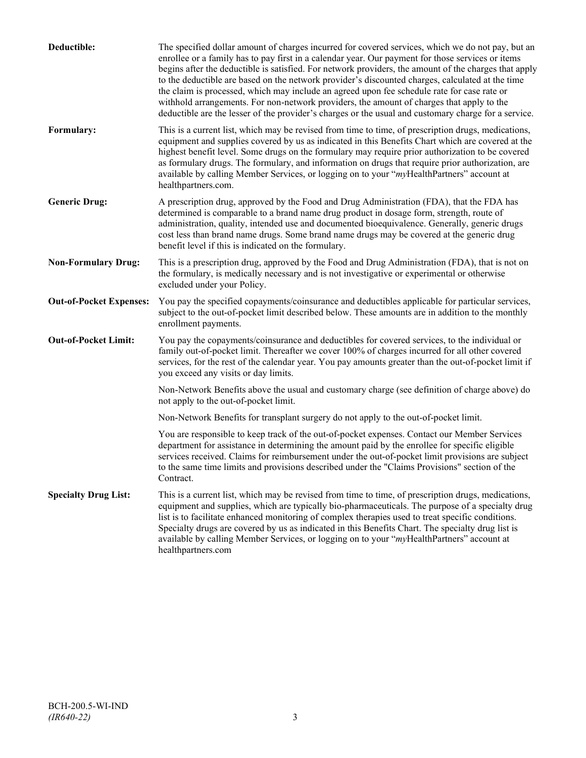**Deductible:** The specified dollar amount of charges incurred for covered services, which we do not pay, but an enrollee or a family has to pay first in a calendar year. Our payment for those services or items begins after the deductible is satisfied. For network providers, the amount of the charges that apply to the deductible are based on the network provider's discounted charges, calculated at the time the claim is processed, which may include an agreed upon fee schedule rate for case rate or withhold arrangements. For non-network providers, the amount of charges that apply to the deductible are the lesser of the provider's charges or the usual and customary charge for a service.

**Formulary:** This is a current list, which may be revised from time to time, of prescription drugs, medications, equipment and supplies covered by us as indicated in this Benefits Chart which are covered at the highest benefit level. Some drugs on the formulary may require prior authorization to be covered as formulary drugs. The formulary, and information on drugs that require prior authorization, are available by calling Member Services, or logging on to your "*my*HealthPartners" account at healthpartners.com.

**Generic Drug:** A prescription drug, approved by the Food and Drug Administration (FDA), that the FDA has determined is comparable to a brand name drug product in dosage form, strength, route of administration, quality, intended use and documented bioequivalence. Generally, generic drugs cost less than brand name drugs. Some brand name drugs may be covered at the generic drug benefit level if this is indicated on the formulary.

**Non-Formulary Drug:** This is a prescription drug, approved by the Food and Drug Administration (FDA), that is not on the formulary, is medically necessary and is not investigative or experimental or otherwise excluded under your Policy.

**Out-of-Pocket Expenses:** You pay the specified copayments/coinsurance and deductibles applicable for particular services, subject to the out-of-pocket limit described below. These amounts are in addition to the monthly enrollment payments.

**Out-of-Pocket Limit:** You pay the copayments/coinsurance and deductibles for covered services, to the individual or family out-of-pocket limit. Thereafter we cover 100% of charges incurred for all other covered services, for the rest of the calendar year. You pay amounts greater than the out-of-pocket limit if you exceed any visits or day limits.

Non-Network Benefits above the usual and customary charge (see definition of charge above) do not apply to the out-of-pocket limit.

Non-Network Benefits for transplant surgery do not apply to the out-of-pocket limit.

You are responsible to keep track of the out-of-pocket expenses. Contact our Member Services department for assistance in determining the amount paid by the enrollee for specific eligible services received. Claims for reimbursement under the out-of-pocket limit provisions are subject to the same time limits and provisions described under the "Claims Provisions" section of the Contract.

**Specialty Drug List:** This is a current list, which may be revised from time to time, of prescription drugs, medications, equipment and supplies, which are typically bio-pharmaceuticals. The purpose of a specialty drug list is to facilitate enhanced monitoring of complex therapies used to treat specific conditions. Specialty drugs are covered by us as indicated in this Benefits Chart. The specialty drug list is available by calling Member Services, or logging on to your "*my*HealthPartners" account at healthpartners.com

BCH-200.5-WI-IND
*(IR640-22)*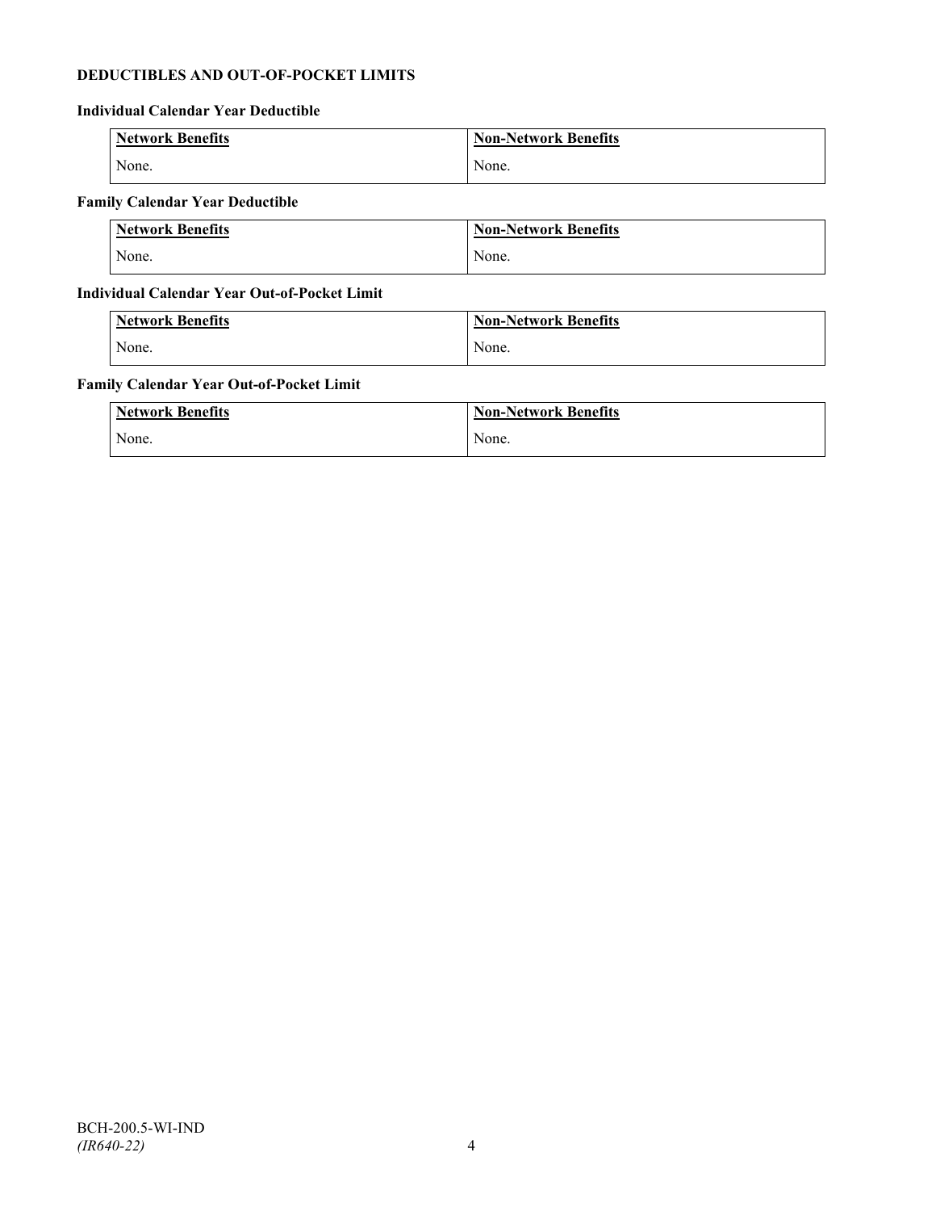## DEDUCTIBLES AND OUT-OF-POCKET LIMITS

### Individual Calendar Year Deductible

| Network Benefits | Non-Network Benefits |
| --- | --- |
| None. | None. |

### Family Calendar Year Deductible

| Network Benefits | Non-Network Benefits |
| --- | --- |
| None. | None. |

### Individual Calendar Year Out-of-Pocket Limit

| Network Benefits | Non-Network Benefits |
| --- | --- |
| None. | None. |

### Family Calendar Year Out-of-Pocket Limit

| Network Benefits | Non-Network Benefits |
| --- | --- |
| None. | None. |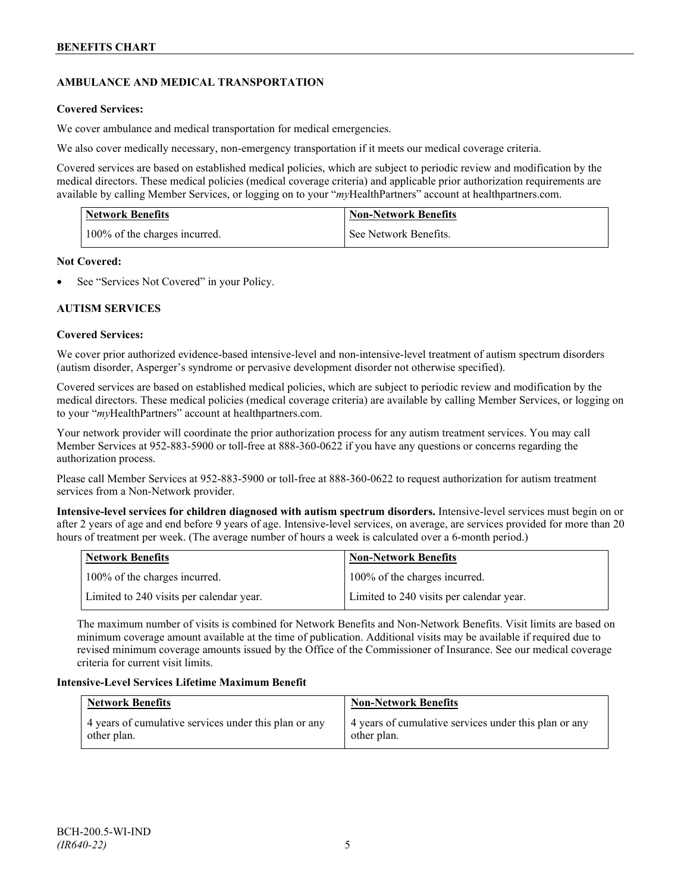## AMBULANCE AND MEDICAL TRANSPORTATION

**Covered Services:**

We cover ambulance and medical transportation for medical emergencies.

We also cover medically necessary, non-emergency transportation if it meets our medical coverage criteria.

Covered services are based on established medical policies, which are subject to periodic review and modification by the medical directors. These medical policies (medical coverage criteria) and applicable prior authorization requirements are available by calling Member Services, or logging on to your "*my*HealthPartners" account at healthpartners.com.

| Network Benefits | Non-Network Benefits |
|---|---|
| 100% of the charges incurred. | See Network Benefits. |

**Not Covered:**

- See "Services Not Covered" in your Policy.

## AUTISM SERVICES

**Covered Services:**

We cover prior authorized evidence-based intensive-level and non-intensive-level treatment of autism spectrum disorders (autism disorder, Asperger's syndrome or pervasive development disorder not otherwise specified).

Covered services are based on established medical policies, which are subject to periodic review and modification by the medical directors. These medical policies (medical coverage criteria) are available by calling Member Services, or logging on to your "*my*HealthPartners" account at healthpartners.com.

Your network provider will coordinate the prior authorization process for any autism treatment services. You may call Member Services at 952-883-5900 or toll-free at 888-360-0622 if you have any questions or concerns regarding the authorization process.

Please call Member Services at 952-883-5900 or toll-free at 888-360-0622 to request authorization for autism treatment services from a Non-Network provider.

**Intensive-level services for children diagnosed with autism spectrum disorders.** Intensive-level services must begin on or after 2 years of age and end before 9 years of age. Intensive-level services, on average, are services provided for more than 20 hours of treatment per week. (The average number of hours a week is calculated over a 6-month period.)

| Network Benefits | Non-Network Benefits |
|---|---|
| 100% of the charges incurred. | 100% of the charges incurred. |
| Limited to 240 visits per calendar year. | Limited to 240 visits per calendar year. |

The maximum number of visits is combined for Network Benefits and Non-Network Benefits. Visit limits are based on minimum coverage amount available at the time of publication. Additional visits may be available if required due to revised minimum coverage amounts issued by the Office of the Commissioner of Insurance. See our medical coverage criteria for current visit limits.

**Intensive-Level Services Lifetime Maximum Benefit**

| Network Benefits | Non-Network Benefits |
|---|---|
| 4 years of cumulative services under this plan or any other plan. | 4 years of cumulative services under this plan or any other plan. |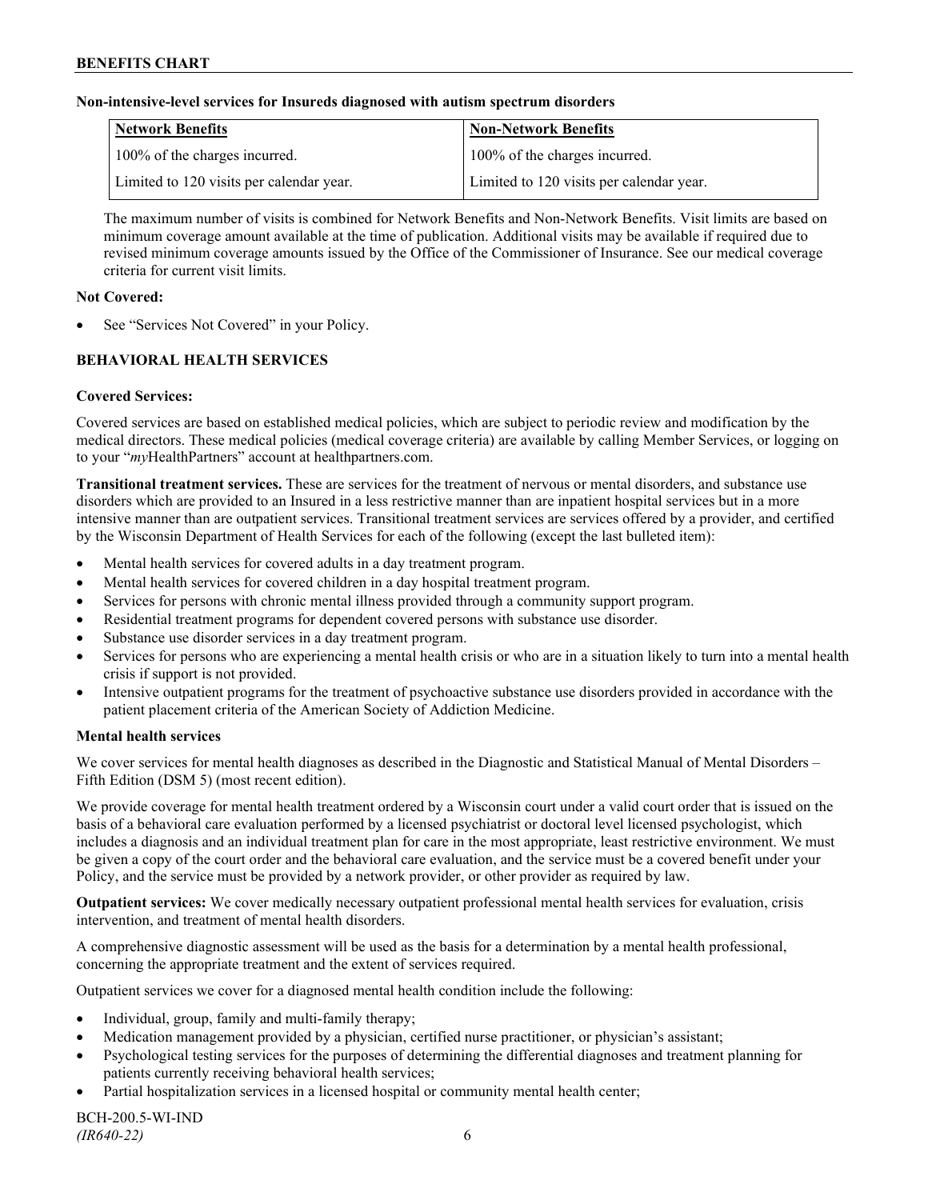**Non-intensive-level services for Insureds diagnosed with autism spectrum disorders**

| Network Benefits | Non-Network Benefits |
|---|---|
| 100% of the charges incurred. | 100% of the charges incurred. |
| Limited to 120 visits per calendar year. | Limited to 120 visits per calendar year. |

The maximum number of visits is combined for Network Benefits and Non-Network Benefits. Visit limits are based on minimum coverage amount available at the time of publication. Additional visits may be available if required due to revised minimum coverage amounts issued by the Office of the Commissioner of Insurance. See our medical coverage criteria for current visit limits.

**Not Covered:**

- See "Services Not Covered" in your Policy.

## BEHAVIORAL HEALTH SERVICES

**Covered Services:**

Covered services are based on established medical policies, which are subject to periodic review and modification by the medical directors. These medical policies (medical coverage criteria) are available by calling Member Services, or logging on to your "*my*HealthPartners" account at healthpartners.com.

**Transitional treatment services.** These are services for the treatment of nervous or mental disorders, and substance use disorders which are provided to an Insured in a less restrictive manner than are inpatient hospital services but in a more intensive manner than are outpatient services. Transitional treatment services are services offered by a provider, and certified by the Wisconsin Department of Health Services for each of the following (except the last bulleted item):

- Mental health services for covered adults in a day treatment program.
- Mental health services for covered children in a day hospital treatment program.
- Services for persons with chronic mental illness provided through a community support program.
- Residential treatment programs for dependent covered persons with substance use disorder.
- Substance use disorder services in a day treatment program.
- Services for persons who are experiencing a mental health crisis or who are in a situation likely to turn into a mental health crisis if support is not provided.
- Intensive outpatient programs for the treatment of psychoactive substance use disorders provided in accordance with the patient placement criteria of the American Society of Addiction Medicine.

**Mental health services**

We cover services for mental health diagnoses as described in the Diagnostic and Statistical Manual of Mental Disorders – Fifth Edition (DSM 5) (most recent edition).

We provide coverage for mental health treatment ordered by a Wisconsin court under a valid court order that is issued on the basis of a behavioral care evaluation performed by a licensed psychiatrist or doctoral level licensed psychologist, which includes a diagnosis and an individual treatment plan for care in the most appropriate, least restrictive environment. We must be given a copy of the court order and the behavioral care evaluation, and the service must be a covered benefit under your Policy, and the service must be provided by a network provider, or other provider as required by law.

**Outpatient services:** We cover medically necessary outpatient professional mental health services for evaluation, crisis intervention, and treatment of mental health disorders.

A comprehensive diagnostic assessment will be used as the basis for a determination by a mental health professional, concerning the appropriate treatment and the extent of services required.

Outpatient services we cover for a diagnosed mental health condition include the following:

- Individual, group, family and multi-family therapy;
- Medication management provided by a physician, certified nurse practitioner, or physician's assistant;
- Psychological testing services for the purposes of determining the differential diagnoses and treatment planning for patients currently receiving behavioral health services;
- Partial hospitalization services in a licensed hospital or community mental health center;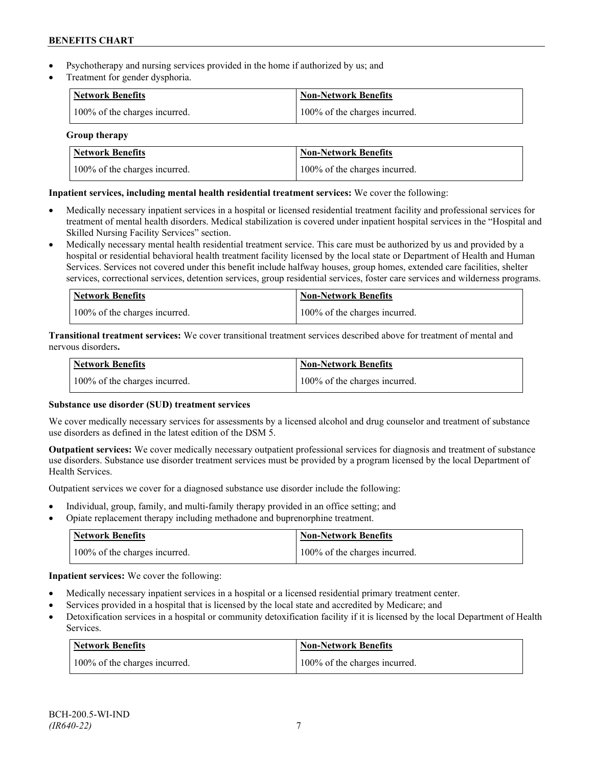- Psychotherapy and nursing services provided in the home if authorized by us; and
- Treatment for gender dysphoria.

| Network Benefits | Non-Network Benefits |
| --- | --- |
| 100% of the charges incurred. | 100% of the charges incurred. |

**Group therapy**

| Network Benefits | Non-Network Benefits |
| --- | --- |
| 100% of the charges incurred. | 100% of the charges incurred. |

**Inpatient services, including mental health residential treatment services:** We cover the following:

- Medically necessary inpatient services in a hospital or licensed residential treatment facility and professional services for treatment of mental health disorders. Medical stabilization is covered under inpatient hospital services in the "Hospital and Skilled Nursing Facility Services" section.
- Medically necessary mental health residential treatment service. This care must be authorized by us and provided by a hospital or residential behavioral health treatment facility licensed by the local state or Department of Health and Human Services. Services not covered under this benefit include halfway houses, group homes, extended care facilities, shelter services, correctional services, detention services, group residential services, foster care services and wilderness programs.

| Network Benefits | Non-Network Benefits |
| --- | --- |
| 100% of the charges incurred. | 100% of the charges incurred. |

**Transitional treatment services:** We cover transitional treatment services described above for treatment of mental and nervous disorders**.**

| Network Benefits | Non-Network Benefits |
| --- | --- |
| 100% of the charges incurred. | 100% of the charges incurred. |

**Substance use disorder (SUD) treatment services**

We cover medically necessary services for assessments by a licensed alcohol and drug counselor and treatment of substance use disorders as defined in the latest edition of the DSM 5.

**Outpatient services:** We cover medically necessary outpatient professional services for diagnosis and treatment of substance use disorders. Substance use disorder treatment services must be provided by a program licensed by the local Department of Health Services.

Outpatient services we cover for a diagnosed substance use disorder include the following:

- Individual, group, family, and multi-family therapy provided in an office setting; and
- Opiate replacement therapy including methadone and buprenorphine treatment.

| Network Benefits | Non-Network Benefits |
| --- | --- |
| 100% of the charges incurred. | 100% of the charges incurred. |

**Inpatient services:** We cover the following:

- Medically necessary inpatient services in a hospital or a licensed residential primary treatment center.
- Services provided in a hospital that is licensed by the local state and accredited by Medicare; and
- Detoxification services in a hospital or community detoxification facility if it is licensed by the local Department of Health Services.

| Network Benefits | Non-Network Benefits |
| --- | --- |
| 100% of the charges incurred. | 100% of the charges incurred. |

BCH-200.5-WI-IND
*(IR640-22)*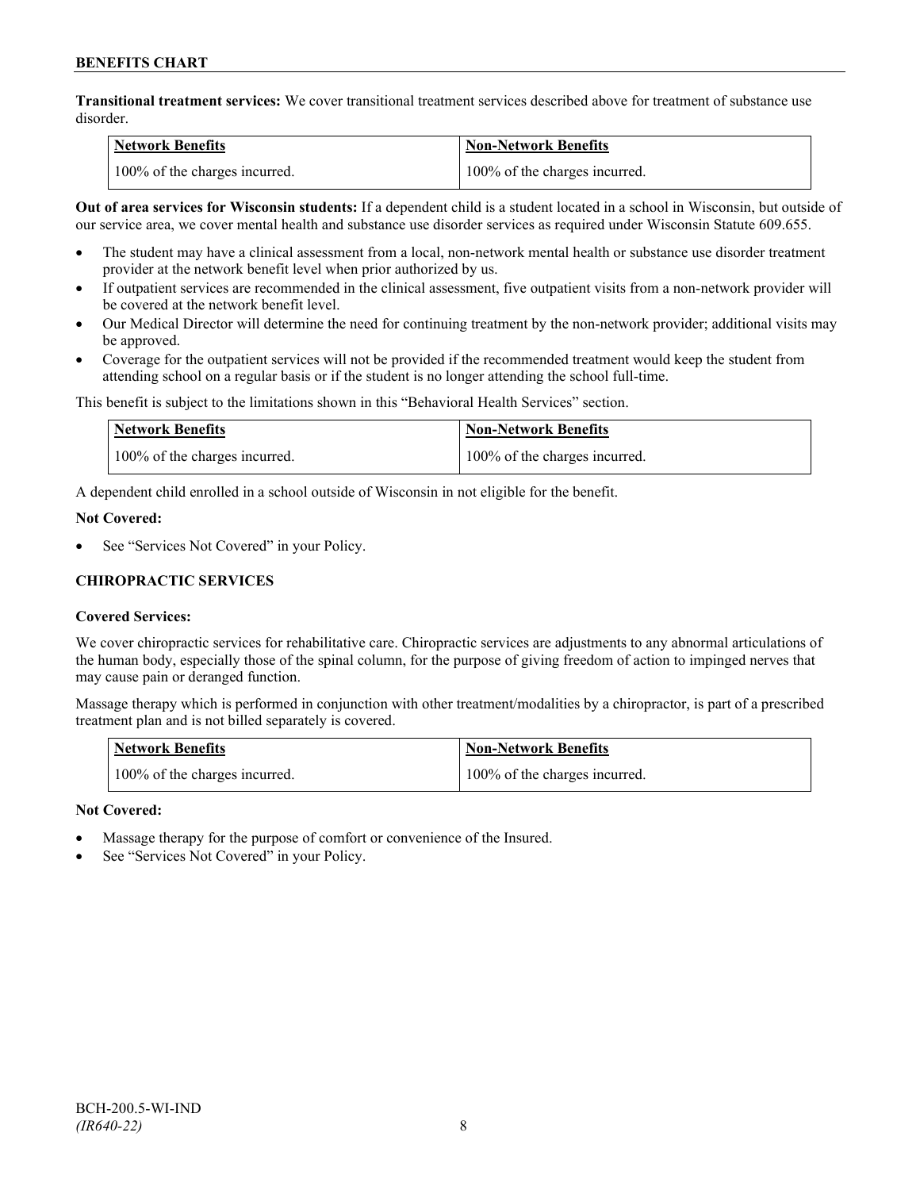**Transitional treatment services:** We cover transitional treatment services described above for treatment of substance use disorder.

| Network Benefits | Non-Network Benefits |
|---|---|
| 100% of the charges incurred. | 100% of the charges incurred. |

**Out of area services for Wisconsin students:** If a dependent child is a student located in a school in Wisconsin, but outside of our service area, we cover mental health and substance use disorder services as required under Wisconsin Statute 609.655.

- The student may have a clinical assessment from a local, non-network mental health or substance use disorder treatment provider at the network benefit level when prior authorized by us.
- If outpatient services are recommended in the clinical assessment, five outpatient visits from a non-network provider will be covered at the network benefit level.
- Our Medical Director will determine the need for continuing treatment by the non-network provider; additional visits may be approved.
- Coverage for the outpatient services will not be provided if the recommended treatment would keep the student from attending school on a regular basis or if the student is no longer attending the school full-time.

This benefit is subject to the limitations shown in this "Behavioral Health Services" section.

| Network Benefits | Non-Network Benefits |
|---|---|
| 100% of the charges incurred. | 100% of the charges incurred. |

A dependent child enrolled in a school outside of Wisconsin in not eligible for the benefit.

**Not Covered:**

- See "Services Not Covered" in your Policy.

### CHIROPRACTIC SERVICES

**Covered Services:**

We cover chiropractic services for rehabilitative care. Chiropractic services are adjustments to any abnormal articulations of the human body, especially those of the spinal column, for the purpose of giving freedom of action to impinged nerves that may cause pain or deranged function.

Massage therapy which is performed in conjunction with other treatment/modalities by a chiropractor, is part of a prescribed treatment plan and is not billed separately is covered.

| Network Benefits | Non-Network Benefits |
|---|---|
| 100% of the charges incurred. | 100% of the charges incurred. |

**Not Covered:**

- Massage therapy for the purpose of comfort or convenience of the Insured.
- See "Services Not Covered" in your Policy.

BCH-200.5-WI-IND
*(IR640-22)*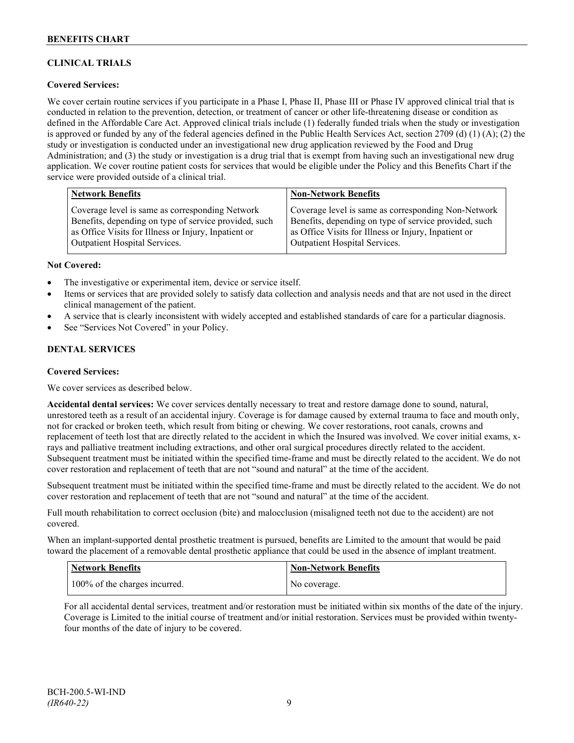## CLINICAL TRIALS

**Covered Services:**

We cover certain routine services if you participate in a Phase I, Phase II, Phase III or Phase IV approved clinical trial that is conducted in relation to the prevention, detection, or treatment of cancer or other life-threatening disease or condition as defined in the Affordable Care Act. Approved clinical trials include (1) federally funded trials when the study or investigation is approved or funded by any of the federal agencies defined in the Public Health Services Act, section 2709 (d) (1) (A); (2) the study or investigation is conducted under an investigational new drug application reviewed by the Food and Drug Administration; and (3) the study or investigation is a drug trial that is exempt from having such an investigational new drug application. We cover routine patient costs for services that would be eligible under the Policy and this Benefits Chart if the service were provided outside of a clinical trial.

| Network Benefits | Non-Network Benefits |
|---|---|
| Coverage level is same as corresponding Network Benefits, depending on type of service provided, such as Office Visits for Illness or Injury, Inpatient or Outpatient Hospital Services. | Coverage level is same as corresponding Non-Network Benefits, depending on type of service provided, such as Office Visits for Illness or Injury, Inpatient or Outpatient Hospital Services. |

**Not Covered:**

- The investigative or experimental item, device or service itself.
- Items or services that are provided solely to satisfy data collection and analysis needs and that are not used in the direct clinical management of the patient.
- A service that is clearly inconsistent with widely accepted and established standards of care for a particular diagnosis.
- See "Services Not Covered" in your Policy.

## DENTAL SERVICES

**Covered Services:**

We cover services as described below.

**Accidental dental services:** We cover services dentally necessary to treat and restore damage done to sound, natural, unrestored teeth as a result of an accidental injury. Coverage is for damage caused by external trauma to face and mouth only, not for cracked or broken teeth, which result from biting or chewing. We cover restorations, root canals, crowns and replacement of teeth lost that are directly related to the accident in which the Insured was involved. We cover initial exams, x-rays and palliative treatment including extractions, and other oral surgical procedures directly related to the accident. Subsequent treatment must be initiated within the specified time-frame and must be directly related to the accident. We do not cover restoration and replacement of teeth that are not "sound and natural" at the time of the accident.

Subsequent treatment must be initiated within the specified time-frame and must be directly related to the accident. We do not cover restoration and replacement of teeth that are not "sound and natural" at the time of the accident.

Full mouth rehabilitation to correct occlusion (bite) and malocclusion (misaligned teeth not due to the accident) are not covered.

When an implant-supported dental prosthetic treatment is pursued, benefits are Limited to the amount that would be paid toward the placement of a removable dental prosthetic appliance that could be used in the absence of implant treatment.

| Network Benefits | Non-Network Benefits |
|---|---|
| 100% of the charges incurred. | No coverage. |

For all accidental dental services, treatment and/or restoration must be initiated within six months of the date of the injury. Coverage is Limited to the initial course of treatment and/or initial restoration. Services must be provided within twenty-four months of the date of injury to be covered.

BCH-200.5-WI-IND
*(IR640-22)*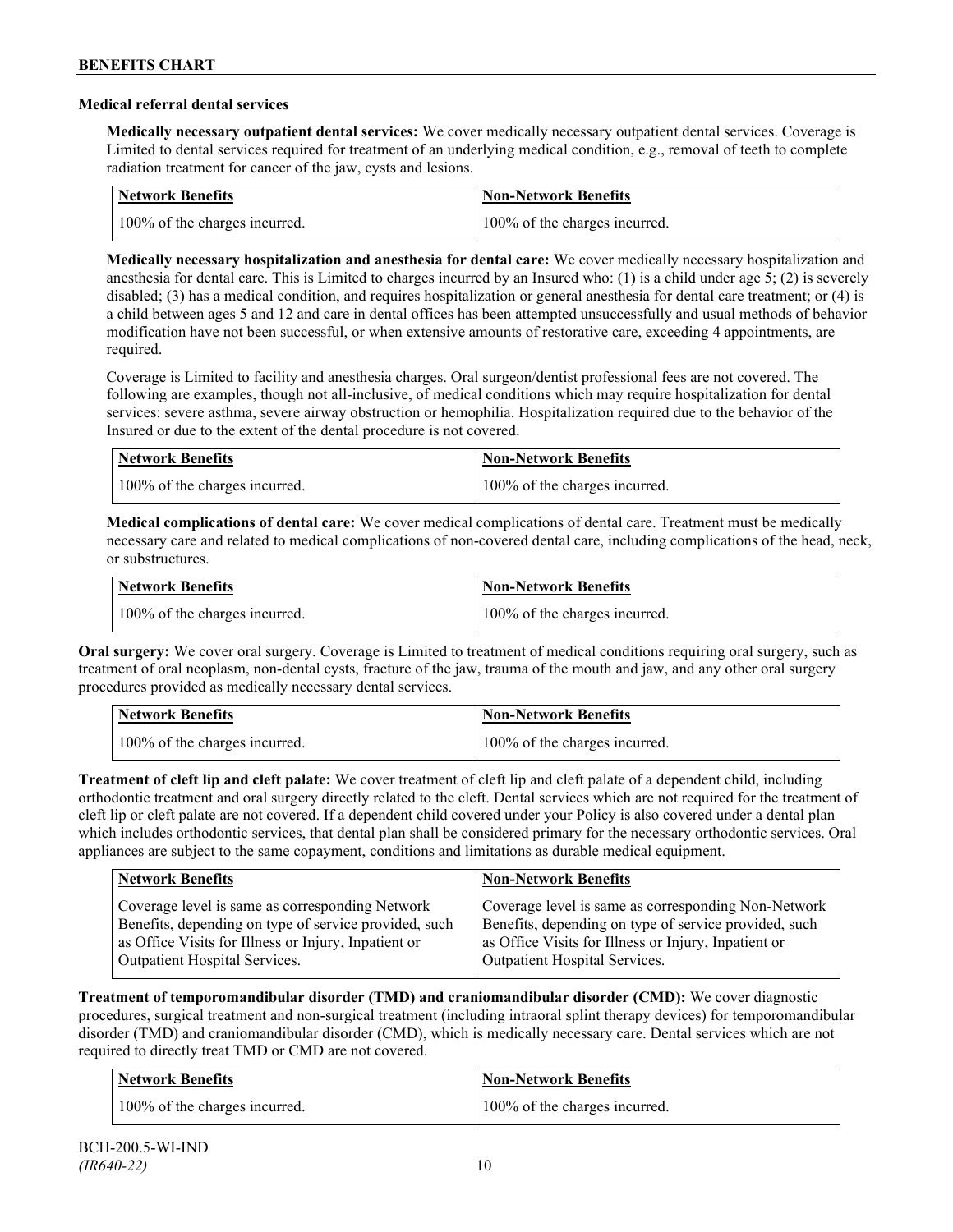**Medical referral dental services**

**Medically necessary outpatient dental services:** We cover medically necessary outpatient dental services. Coverage is Limited to dental services required for treatment of an underlying medical condition, e.g., removal of teeth to complete radiation treatment for cancer of the jaw, cysts and lesions.

| Network Benefits | Non-Network Benefits |
|---|---|
| 100% of the charges incurred. | 100% of the charges incurred. |

**Medically necessary hospitalization and anesthesia for dental care:** We cover medically necessary hospitalization and anesthesia for dental care. This is Limited to charges incurred by an Insured who: (1) is a child under age 5; (2) is severely disabled; (3) has a medical condition, and requires hospitalization or general anesthesia for dental care treatment; or (4) is a child between ages 5 and 12 and care in dental offices has been attempted unsuccessfully and usual methods of behavior modification have not been successful, or when extensive amounts of restorative care, exceeding 4 appointments, are required.

Coverage is Limited to facility and anesthesia charges. Oral surgeon/dentist professional fees are not covered. The following are examples, though not all-inclusive, of medical conditions which may require hospitalization for dental services: severe asthma, severe airway obstruction or hemophilia. Hospitalization required due to the behavior of the Insured or due to the extent of the dental procedure is not covered.

| Network Benefits | Non-Network Benefits |
|---|---|
| 100% of the charges incurred. | 100% of the charges incurred. |

**Medical complications of dental care:** We cover medical complications of dental care. Treatment must be medically necessary care and related to medical complications of non-covered dental care, including complications of the head, neck, or substructures.

| Network Benefits | Non-Network Benefits |
|---|---|
| 100% of the charges incurred. | 100% of the charges incurred. |

**Oral surgery:** We cover oral surgery. Coverage is Limited to treatment of medical conditions requiring oral surgery, such as treatment of oral neoplasm, non-dental cysts, fracture of the jaw, trauma of the mouth and jaw, and any other oral surgery procedures provided as medically necessary dental services.

| Network Benefits | Non-Network Benefits |
|---|---|
| 100% of the charges incurred. | 100% of the charges incurred. |

**Treatment of cleft lip and cleft palate:** We cover treatment of cleft lip and cleft palate of a dependent child, including orthodontic treatment and oral surgery directly related to the cleft. Dental services which are not required for the treatment of cleft lip or cleft palate are not covered. If a dependent child covered under your Policy is also covered under a dental plan which includes orthodontic services, that dental plan shall be considered primary for the necessary orthodontic services. Oral appliances are subject to the same copayment, conditions and limitations as durable medical equipment.

| Network Benefits | Non-Network Benefits |
|---|---|
| Coverage level is same as corresponding Network Benefits, depending on type of service provided, such as Office Visits for Illness or Injury, Inpatient or Outpatient Hospital Services. | Coverage level is same as corresponding Non-Network Benefits, depending on type of service provided, such as Office Visits for Illness or Injury, Inpatient or Outpatient Hospital Services. |

**Treatment of temporomandibular disorder (TMD) and craniomandibular disorder (CMD):** We cover diagnostic procedures, surgical treatment and non-surgical treatment (including intraoral splint therapy devices) for temporomandibular disorder (TMD) and craniomandibular disorder (CMD), which is medically necessary care. Dental services which are not required to directly treat TMD or CMD are not covered.

| Network Benefits | Non-Network Benefits |
|---|---|
| 100% of the charges incurred. | 100% of the charges incurred. |

BCH-200.5-WI-IND
*(IR640-22)*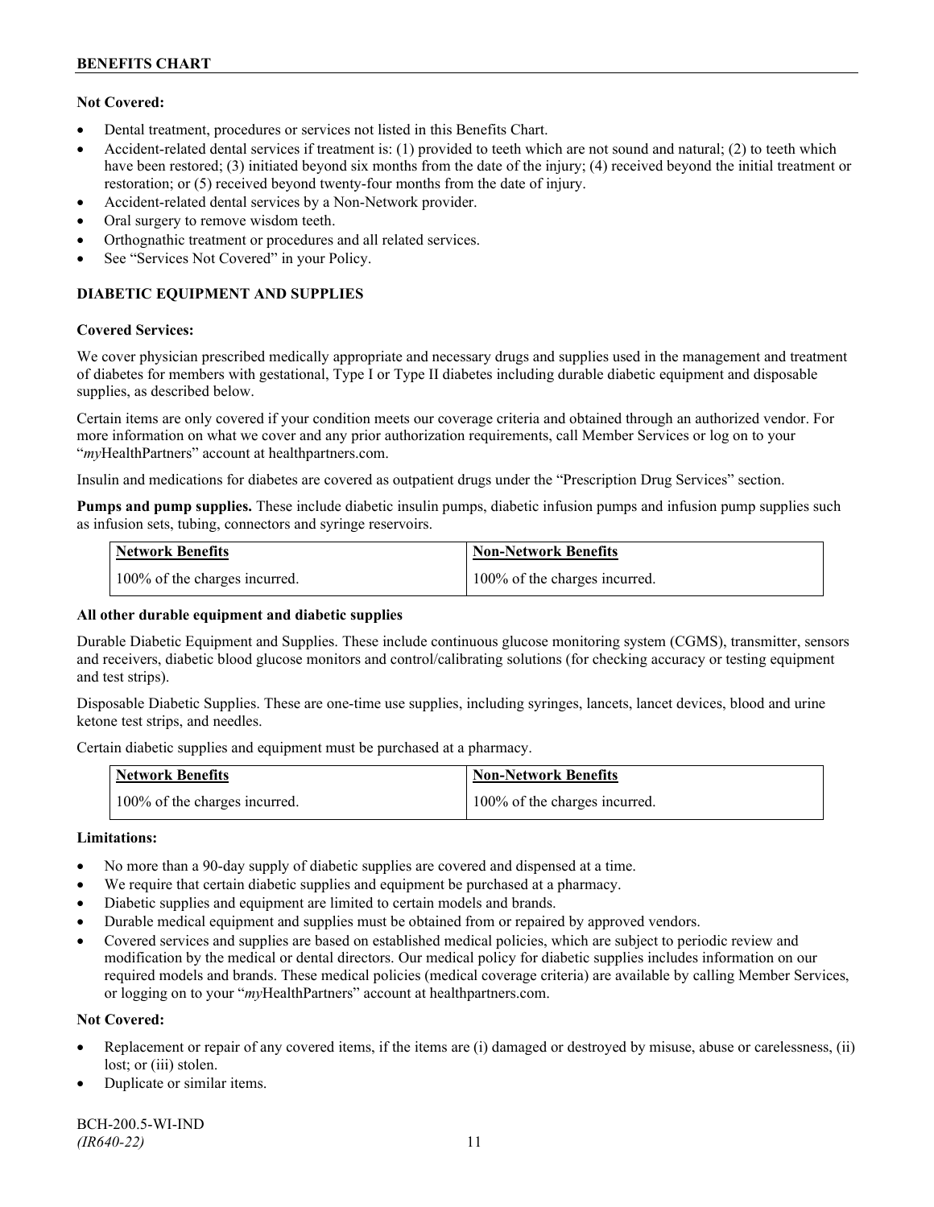**Not Covered:**

- Dental treatment, procedures or services not listed in this Benefits Chart.
- Accident-related dental services if treatment is: (1) provided to teeth which are not sound and natural; (2) to teeth which have been restored; (3) initiated beyond six months from the date of the injury; (4) received beyond the initial treatment or restoration; or (5) received beyond twenty-four months from the date of injury.
- Accident-related dental services by a Non-Network provider.
- Oral surgery to remove wisdom teeth.
- Orthognathic treatment or procedures and all related services.
- See "Services Not Covered" in your Policy.

## DIABETIC EQUIPMENT AND SUPPLIES

**Covered Services:**

We cover physician prescribed medically appropriate and necessary drugs and supplies used in the management and treatment of diabetes for members with gestational, Type I or Type II diabetes including durable diabetic equipment and disposable supplies, as described below.

Certain items are only covered if your condition meets our coverage criteria and obtained through an authorized vendor. For more information on what we cover and any prior authorization requirements, call Member Services or log on to your "*my*HealthPartners" account at healthpartners.com.

Insulin and medications for diabetes are covered as outpatient drugs under the "Prescription Drug Services" section.

**Pumps and pump supplies.** These include diabetic insulin pumps, diabetic infusion pumps and infusion pump supplies such as infusion sets, tubing, connectors and syringe reservoirs.

| Network Benefits | Non-Network Benefits |
|---|---|
| 100% of the charges incurred. | 100% of the charges incurred. |

**All other durable equipment and diabetic supplies**

Durable Diabetic Equipment and Supplies. These include continuous glucose monitoring system (CGMS), transmitter, sensors and receivers, diabetic blood glucose monitors and control/calibrating solutions (for checking accuracy or testing equipment and test strips).

Disposable Diabetic Supplies. These are one-time use supplies, including syringes, lancets, lancet devices, blood and urine ketone test strips, and needles.

Certain diabetic supplies and equipment must be purchased at a pharmacy.

| Network Benefits | Non-Network Benefits |
|---|---|
| 100% of the charges incurred. | 100% of the charges incurred. |

**Limitations:**

- No more than a 90-day supply of diabetic supplies are covered and dispensed at a time.
- We require that certain diabetic supplies and equipment be purchased at a pharmacy.
- Diabetic supplies and equipment are limited to certain models and brands.
- Durable medical equipment and supplies must be obtained from or repaired by approved vendors.
- Covered services and supplies are based on established medical policies, which are subject to periodic review and modification by the medical or dental directors. Our medical policy for diabetic supplies includes information on our required models and brands. These medical policies (medical coverage criteria) are available by calling Member Services, or logging on to your "*my*HealthPartners" account at healthpartners.com.

**Not Covered:**

- Replacement or repair of any covered items, if the items are (i) damaged or destroyed by misuse, abuse or carelessness, (ii) lost; or (iii) stolen.
- Duplicate or similar items.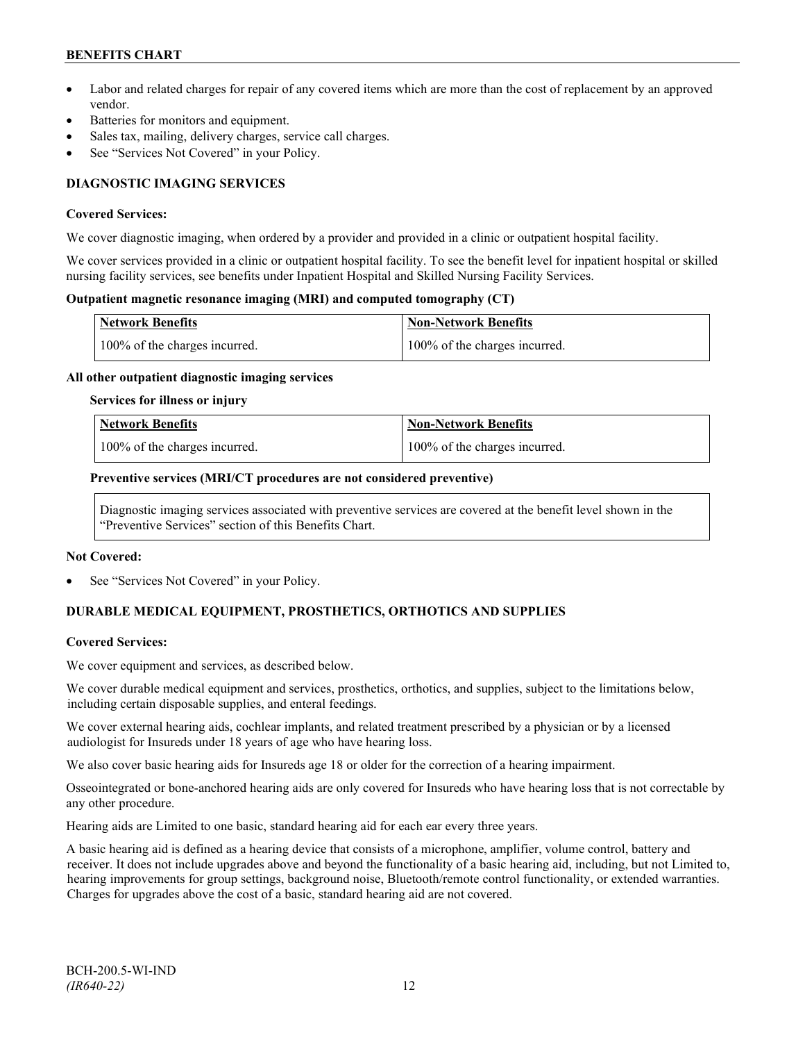- Labor and related charges for repair of any covered items which are more than the cost of replacement by an approved vendor.
- Batteries for monitors and equipment.
- Sales tax, mailing, delivery charges, service call charges.
- See "Services Not Covered" in your Policy.

## DIAGNOSTIC IMAGING SERVICES

**Covered Services:**

We cover diagnostic imaging, when ordered by a provider and provided in a clinic or outpatient hospital facility.

We cover services provided in a clinic or outpatient hospital facility. To see the benefit level for inpatient hospital or skilled nursing facility services, see benefits under Inpatient Hospital and Skilled Nursing Facility Services.

**Outpatient magnetic resonance imaging (MRI) and computed tomography (CT)**

| Network Benefits | Non-Network Benefits |
|---|---|
| 100% of the charges incurred. | 100% of the charges incurred. |

**All other outpatient diagnostic imaging services**

**Services for illness or injury**

| Network Benefits | Non-Network Benefits |
|---|---|
| 100% of the charges incurred. | 100% of the charges incurred. |

**Preventive services (MRI/CT procedures are not considered preventive)**

| Diagnostic imaging services associated with preventive services are covered at the benefit level shown in the "Preventive Services" section of this Benefits Chart. |
|---|

**Not Covered:**

- See "Services Not Covered" in your Policy.

## DURABLE MEDICAL EQUIPMENT, PROSTHETICS, ORTHOTICS AND SUPPLIES

**Covered Services:**

We cover equipment and services, as described below.

We cover durable medical equipment and services, prosthetics, orthotics, and supplies, subject to the limitations below, including certain disposable supplies, and enteral feedings.

We cover external hearing aids, cochlear implants, and related treatment prescribed by a physician or by a licensed audiologist for Insureds under 18 years of age who have hearing loss.

We also cover basic hearing aids for Insureds age 18 or older for the correction of a hearing impairment.

Osseointegrated or bone-anchored hearing aids are only covered for Insureds who have hearing loss that is not correctable by any other procedure.

Hearing aids are Limited to one basic, standard hearing aid for each ear every three years.

A basic hearing aid is defined as a hearing device that consists of a microphone, amplifier, volume control, battery and receiver. It does not include upgrades above and beyond the functionality of a basic hearing aid, including, but not Limited to, hearing improvements for group settings, background noise, Bluetooth/remote control functionality, or extended warranties. Charges for upgrades above the cost of a basic, standard hearing aid are not covered.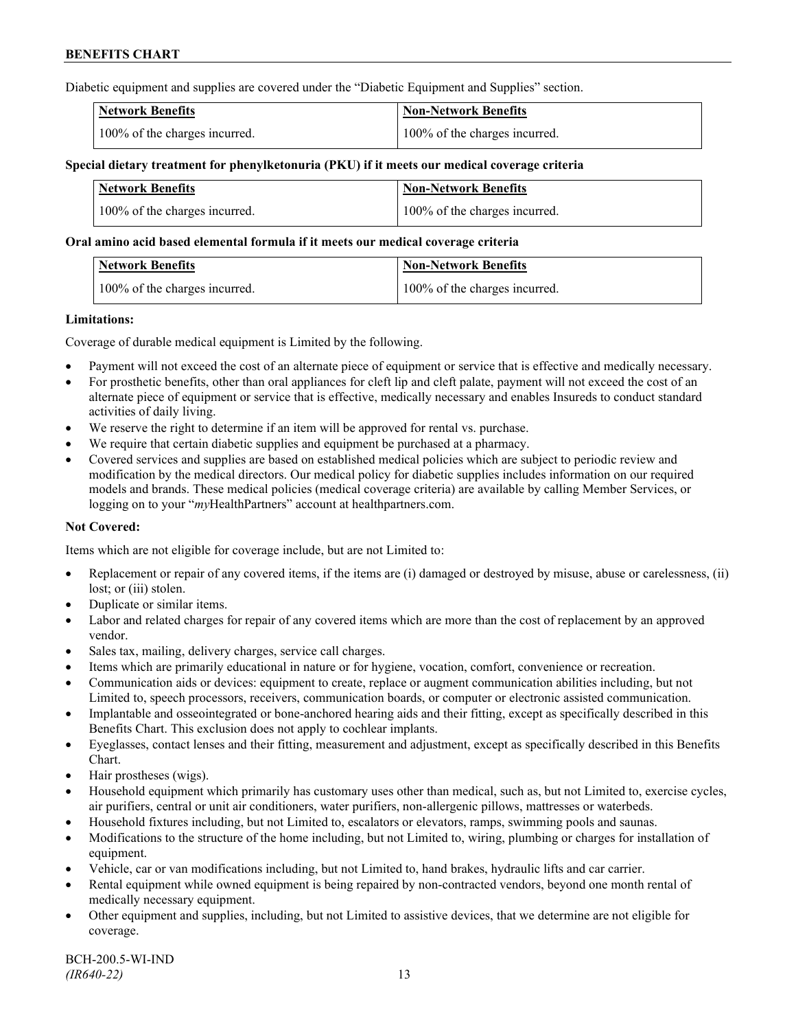Diabetic equipment and supplies are covered under the "Diabetic Equipment and Supplies" section.

| Network Benefits | Non-Network Benefits |
|---|---|
| 100% of the charges incurred. | 100% of the charges incurred. |

**Special dietary treatment for phenylketonuria (PKU) if it meets our medical coverage criteria**

| Network Benefits | Non-Network Benefits |
|---|---|
| 100% of the charges incurred. | 100% of the charges incurred. |

**Oral amino acid based elemental formula if it meets our medical coverage criteria**

| Network Benefits | Non-Network Benefits |
|---|---|
| 100% of the charges incurred. | 100% of the charges incurred. |

**Limitations:**

Coverage of durable medical equipment is Limited by the following.

- Payment will not exceed the cost of an alternate piece of equipment or service that is effective and medically necessary.
- For prosthetic benefits, other than oral appliances for cleft lip and cleft palate, payment will not exceed the cost of an alternate piece of equipment or service that is effective, medically necessary and enables Insureds to conduct standard activities of daily living.
- We reserve the right to determine if an item will be approved for rental vs. purchase.
- We require that certain diabetic supplies and equipment be purchased at a pharmacy.
- Covered services and supplies are based on established medical policies which are subject to periodic review and modification by the medical directors. Our medical policy for diabetic supplies includes information on our required models and brands. These medical policies (medical coverage criteria) are available by calling Member Services, or logging on to your "*my*HealthPartners" account at healthpartners.com.

**Not Covered:**

Items which are not eligible for coverage include, but are not Limited to:

- Replacement or repair of any covered items, if the items are (i) damaged or destroyed by misuse, abuse or carelessness, (ii) lost; or (iii) stolen.
- Duplicate or similar items.
- Labor and related charges for repair of any covered items which are more than the cost of replacement by an approved vendor.
- Sales tax, mailing, delivery charges, service call charges.
- Items which are primarily educational in nature or for hygiene, vocation, comfort, convenience or recreation.
- Communication aids or devices: equipment to create, replace or augment communication abilities including, but not Limited to, speech processors, receivers, communication boards, or computer or electronic assisted communication.
- Implantable and osseointegrated or bone-anchored hearing aids and their fitting, except as specifically described in this Benefits Chart. This exclusion does not apply to cochlear implants.
- Eyeglasses, contact lenses and their fitting, measurement and adjustment, except as specifically described in this Benefits Chart.
- Hair prostheses (wigs).
- Household equipment which primarily has customary uses other than medical, such as, but not Limited to, exercise cycles, air purifiers, central or unit air conditioners, water purifiers, non-allergenic pillows, mattresses or waterbeds.
- Household fixtures including, but not Limited to, escalators or elevators, ramps, swimming pools and saunas.
- Modifications to the structure of the home including, but not Limited to, wiring, plumbing or charges for installation of equipment.
- Vehicle, car or van modifications including, but not Limited to, hand brakes, hydraulic lifts and car carrier.
- Rental equipment while owned equipment is being repaired by non-contracted vendors, beyond one month rental of medically necessary equipment.
- Other equipment and supplies, including, but not Limited to assistive devices, that we determine are not eligible for coverage.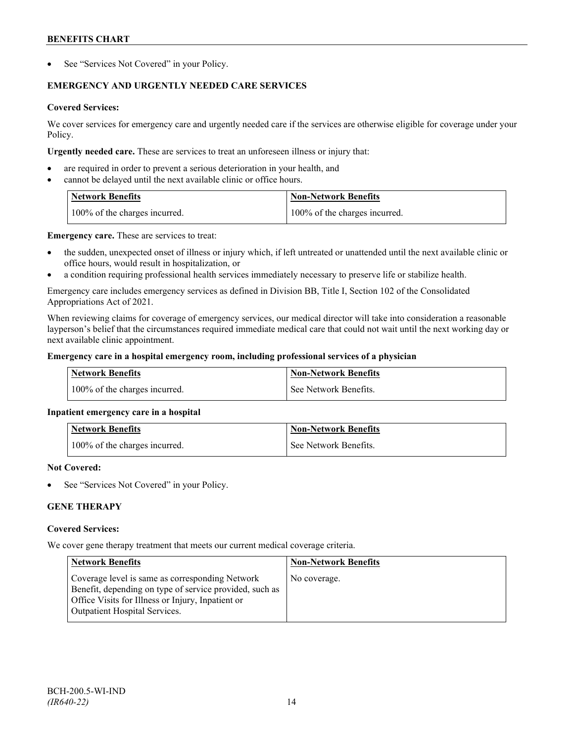- See "Services Not Covered" in your Policy.

### EMERGENCY AND URGENTLY NEEDED CARE SERVICES

**Covered Services:**

We cover services for emergency care and urgently needed care if the services are otherwise eligible for coverage under your Policy.

**Urgently needed care.** These are services to treat an unforeseen illness or injury that:

- are required in order to prevent a serious deterioration in your health, and
- cannot be delayed until the next available clinic or office hours.

| Network Benefits | Non-Network Benefits |
|---|---|
| 100% of the charges incurred. | 100% of the charges incurred. |

**Emergency care.** These are services to treat:

- the sudden, unexpected onset of illness or injury which, if left untreated or unattended until the next available clinic or office hours, would result in hospitalization, or
- a condition requiring professional health services immediately necessary to preserve life or stabilize health.

Emergency care includes emergency services as defined in Division BB, Title I, Section 102 of the Consolidated Appropriations Act of 2021.

When reviewing claims for coverage of emergency services, our medical director will take into consideration a reasonable layperson's belief that the circumstances required immediate medical care that could not wait until the next working day or next available clinic appointment.

**Emergency care in a hospital emergency room, including professional services of a physician**

| Network Benefits | Non-Network Benefits |
|---|---|
| 100% of the charges incurred. | See Network Benefits. |

**Inpatient emergency care in a hospital**

| Network Benefits | Non-Network Benefits |
|---|---|
| 100% of the charges incurred. | See Network Benefits. |

**Not Covered:**

- See "Services Not Covered" in your Policy.

### GENE THERAPY

**Covered Services:**

We cover gene therapy treatment that meets our current medical coverage criteria.

| Network Benefits | Non-Network Benefits |
|---|---|
| Coverage level is same as corresponding Network Benefit, depending on type of service provided, such as Office Visits for Illness or Injury, Inpatient or Outpatient Hospital Services. | No coverage. |

BCH-200.5-WI-IND
*(IR640-22)*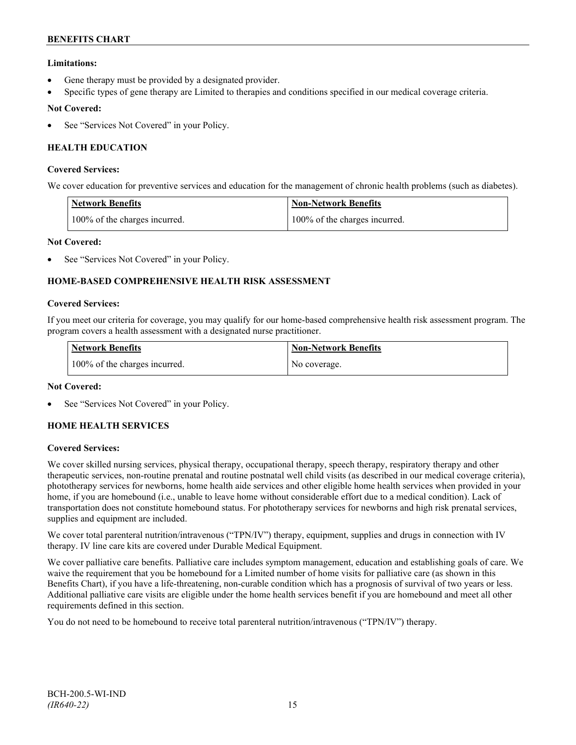**Limitations:**

- Gene therapy must be provided by a designated provider.
- Specific types of gene therapy are Limited to therapies and conditions specified in our medical coverage criteria.

**Not Covered:**

- See "Services Not Covered" in your Policy.

## HEALTH EDUCATION

**Covered Services:**

We cover education for preventive services and education for the management of chronic health problems (such as diabetes).

| Network Benefits | Non-Network Benefits |
| --- | --- |
| 100% of the charges incurred. | 100% of the charges incurred. |

**Not Covered:**

- See "Services Not Covered" in your Policy.

## HOME-BASED COMPREHENSIVE HEALTH RISK ASSESSMENT

**Covered Services:**

If you meet our criteria for coverage, you may qualify for our home-based comprehensive health risk assessment program. The program covers a health assessment with a designated nurse practitioner.

| Network Benefits | Non-Network Benefits |
| --- | --- |
| 100% of the charges incurred. | No coverage. |

**Not Covered:**

- See "Services Not Covered" in your Policy.

## HOME HEALTH SERVICES

**Covered Services:**

We cover skilled nursing services, physical therapy, occupational therapy, speech therapy, respiratory therapy and other therapeutic services, non-routine prenatal and routine postnatal well child visits (as described in our medical coverage criteria), phototherapy services for newborns, home health aide services and other eligible home health services when provided in your home, if you are homebound (i.e., unable to leave home without considerable effort due to a medical condition). Lack of transportation does not constitute homebound status. For phototherapy services for newborns and high risk prenatal services, supplies and equipment are included.

We cover total parenteral nutrition/intravenous ("TPN/IV") therapy, equipment, supplies and drugs in connection with IV therapy. IV line care kits are covered under Durable Medical Equipment.

We cover palliative care benefits. Palliative care includes symptom management, education and establishing goals of care. We waive the requirement that you be homebound for a Limited number of home visits for palliative care (as shown in this Benefits Chart), if you have a life-threatening, non-curable condition which has a prognosis of survival of two years or less. Additional palliative care visits are eligible under the home health services benefit if you are homebound and meet all other requirements defined in this section.

You do not need to be homebound to receive total parenteral nutrition/intravenous ("TPN/IV") therapy.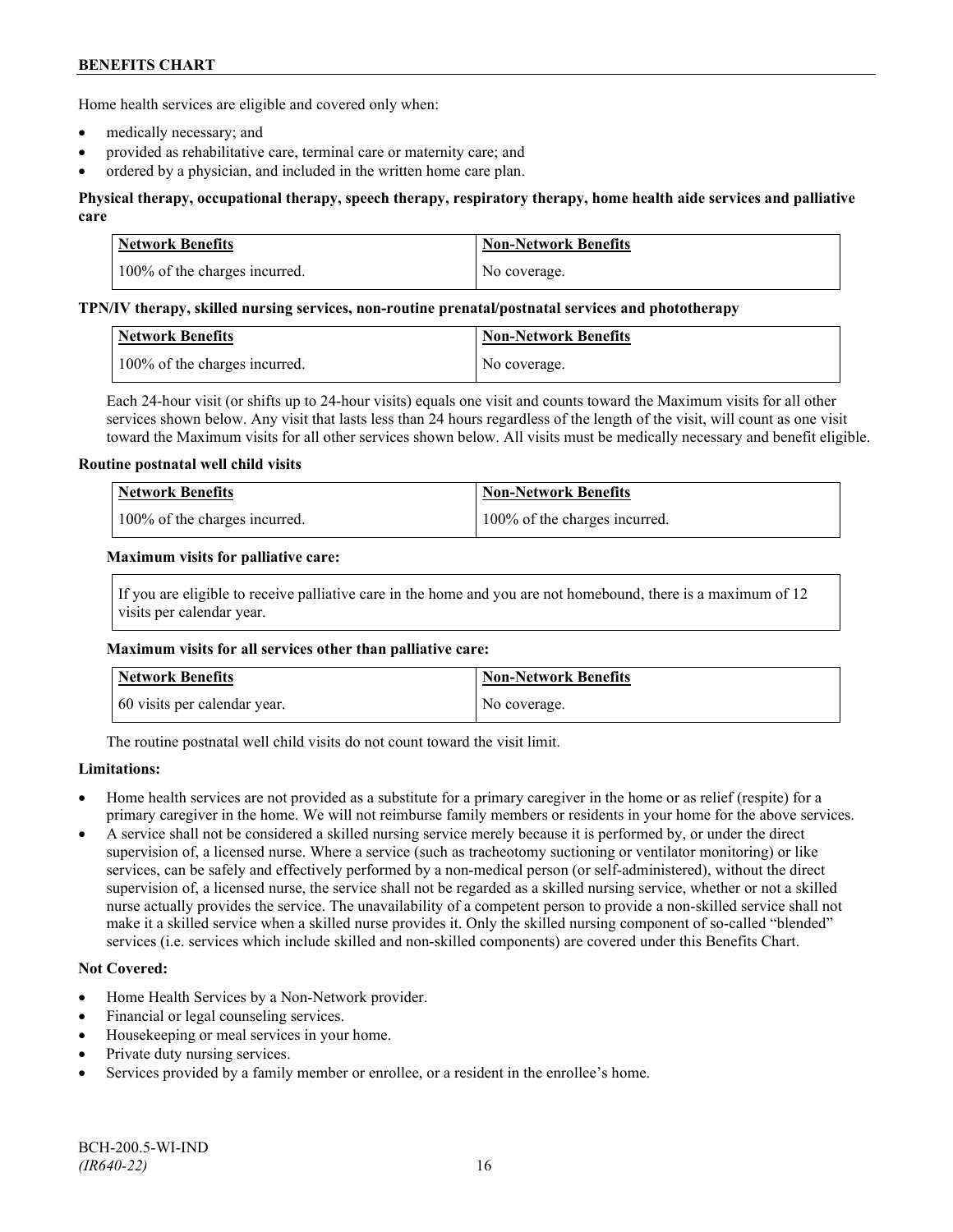Home health services are eligible and covered only when:

- medically necessary; and
- provided as rehabilitative care, terminal care or maternity care; and
- ordered by a physician, and included in the written home care plan.

**Physical therapy, occupational therapy, speech therapy, respiratory therapy, home health aide services and palliative care**

| Network Benefits | Non-Network Benefits |
|---|---|
| 100% of the charges incurred. | No coverage. |

**TPN/IV therapy, skilled nursing services, non-routine prenatal/postnatal services and phototherapy**

| Network Benefits | Non-Network Benefits |
|---|---|
| 100% of the charges incurred. | No coverage. |

Each 24-hour visit (or shifts up to 24-hour visits) equals one visit and counts toward the Maximum visits for all other services shown below. Any visit that lasts less than 24 hours regardless of the length of the visit, will count as one visit toward the Maximum visits for all other services shown below. All visits must be medically necessary and benefit eligible.

**Routine postnatal well child visits**

| Network Benefits | Non-Network Benefits |
|---|---|
| 100% of the charges incurred. | 100% of the charges incurred. |

**Maximum visits for palliative care:**

If you are eligible to receive palliative care in the home and you are not homebound, there is a maximum of 12 visits per calendar year.

**Maximum visits for all services other than palliative care:**

| Network Benefits | Non-Network Benefits |
|---|---|
| 60 visits per calendar year. | No coverage. |

The routine postnatal well child visits do not count toward the visit limit.

**Limitations:**

- Home health services are not provided as a substitute for a primary caregiver in the home or as relief (respite) for a primary caregiver in the home. We will not reimburse family members or residents in your home for the above services.
- A service shall not be considered a skilled nursing service merely because it is performed by, or under the direct supervision of, a licensed nurse. Where a service (such as tracheotomy suctioning or ventilator monitoring) or like services, can be safely and effectively performed by a non-medical person (or self-administered), without the direct supervision of, a licensed nurse, the service shall not be regarded as a skilled nursing service, whether or not a skilled nurse actually provides the service. The unavailability of a competent person to provide a non-skilled service shall not make it a skilled service when a skilled nurse provides it. Only the skilled nursing component of so-called "blended" services (i.e. services which include skilled and non-skilled components) are covered under this Benefits Chart.

**Not Covered:**

- Home Health Services by a Non-Network provider.
- Financial or legal counseling services.
- Housekeeping or meal services in your home.
- Private duty nursing services.
- Services provided by a family member or enrollee, or a resident in the enrollee's home.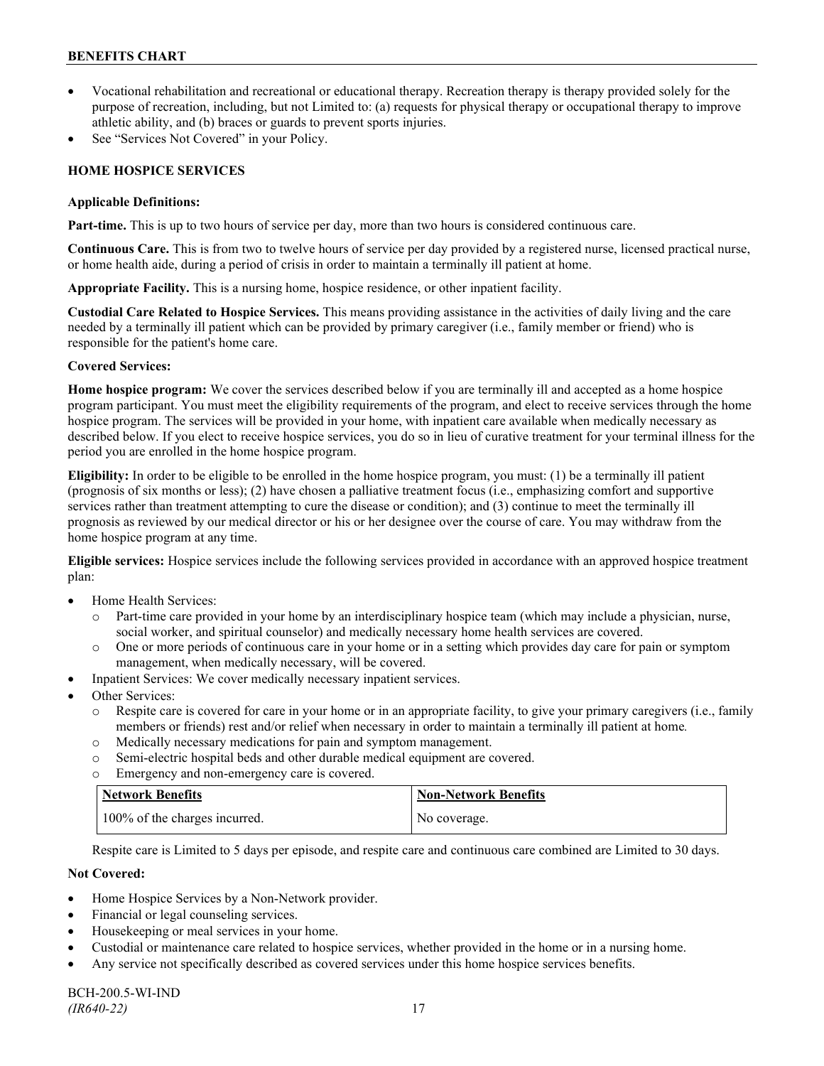- Vocational rehabilitation and recreational or educational therapy. Recreation therapy is therapy provided solely for the purpose of recreation, including, but not Limited to: (a) requests for physical therapy or occupational therapy to improve athletic ability, and (b) braces or guards to prevent sports injuries.
- See "Services Not Covered" in your Policy.

## HOME HOSPICE SERVICES

**Applicable Definitions:**

**Part-time.** This is up to two hours of service per day, more than two hours is considered continuous care.

**Continuous Care.** This is from two to twelve hours of service per day provided by a registered nurse, licensed practical nurse, or home health aide, during a period of crisis in order to maintain a terminally ill patient at home.

**Appropriate Facility.** This is a nursing home, hospice residence, or other inpatient facility.

**Custodial Care Related to Hospice Services.** This means providing assistance in the activities of daily living and the care needed by a terminally ill patient which can be provided by primary caregiver (i.e., family member or friend) who is responsible for the patient's home care.

**Covered Services:**

**Home hospice program:** We cover the services described below if you are terminally ill and accepted as a home hospice program participant. You must meet the eligibility requirements of the program, and elect to receive services through the home hospice program. The services will be provided in your home, with inpatient care available when medically necessary as described below. If you elect to receive hospice services, you do so in lieu of curative treatment for your terminal illness for the period you are enrolled in the home hospice program.

**Eligibility:** In order to be eligible to be enrolled in the home hospice program, you must: (1) be a terminally ill patient (prognosis of six months or less); (2) have chosen a palliative treatment focus (i.e., emphasizing comfort and supportive services rather than treatment attempting to cure the disease or condition); and (3) continue to meet the terminally ill prognosis as reviewed by our medical director or his or her designee over the course of care. You may withdraw from the home hospice program at any time.

**Eligible services:** Hospice services include the following services provided in accordance with an approved hospice treatment plan:

- Home Health Services:
  - Part-time care provided in your home by an interdisciplinary hospice team (which may include a physician, nurse, social worker, and spiritual counselor) and medically necessary home health services are covered.
  - One or more periods of continuous care in your home or in a setting which provides day care for pain or symptom management, when medically necessary, will be covered.
- Inpatient Services: We cover medically necessary inpatient services.
- Other Services:
  - Respite care is covered for care in your home or in an appropriate facility, to give your primary caregivers (i.e., family members or friends) rest and/or relief when necessary in order to maintain a terminally ill patient at home.
  - Medically necessary medications for pain and symptom management.
  - Semi-electric hospital beds and other durable medical equipment are covered.
  - Emergency and non-emergency care is covered.

| Network Benefits | Non-Network Benefits |
|---|---|
| 100% of the charges incurred. | No coverage. |

Respite care is Limited to 5 days per episode, and respite care and continuous care combined are Limited to 30 days.

**Not Covered:**

- Home Hospice Services by a Non-Network provider.
- Financial or legal counseling services.
- Housekeeping or meal services in your home.
- Custodial or maintenance care related to hospice services, whether provided in the home or in a nursing home.
- Any service not specifically described as covered services under this home hospice services benefits.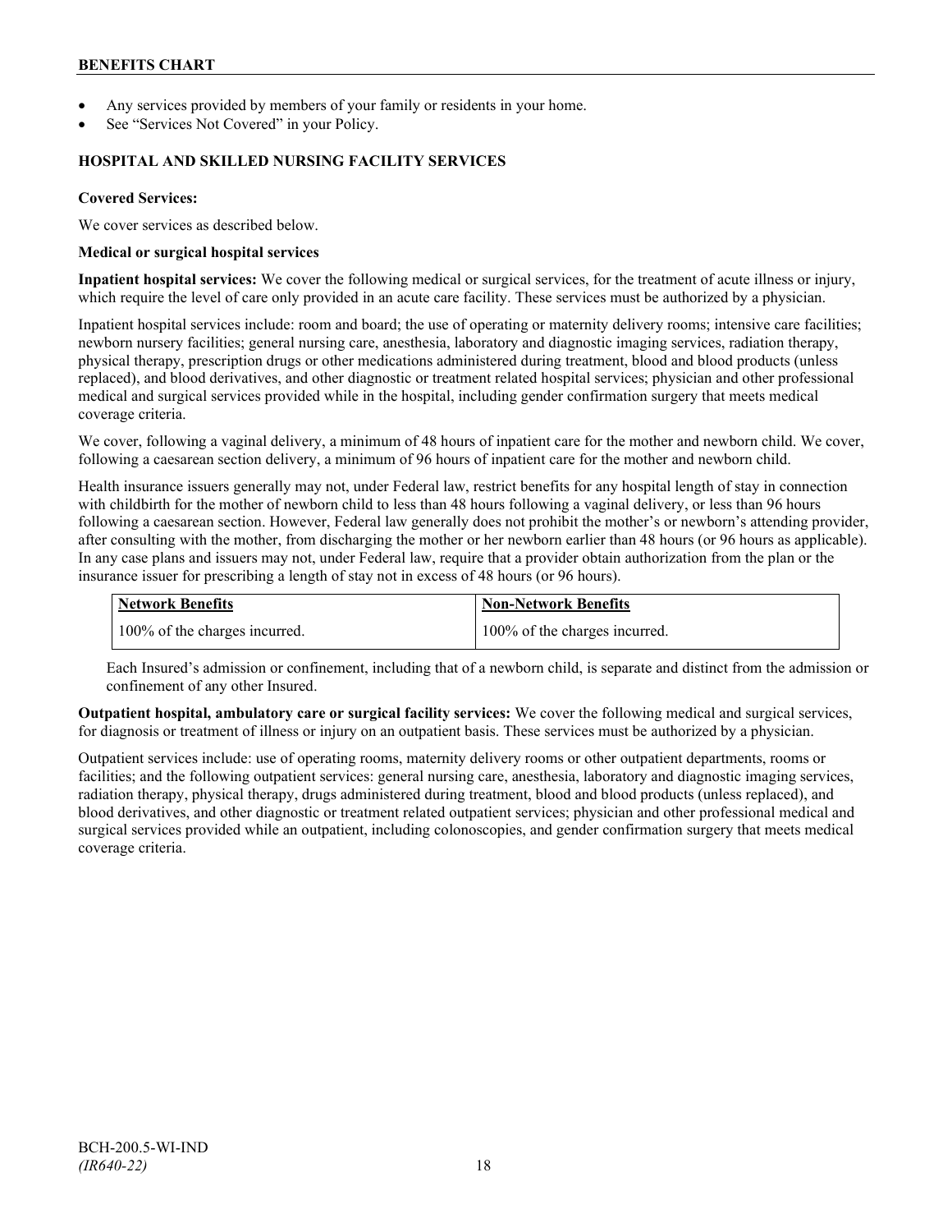- Any services provided by members of your family or residents in your home.
- See "Services Not Covered" in your Policy.

## HOSPITAL AND SKILLED NURSING FACILITY SERVICES

**Covered Services:**

We cover services as described below.

**Medical or surgical hospital services**

**Inpatient hospital services:** We cover the following medical or surgical services, for the treatment of acute illness or injury, which require the level of care only provided in an acute care facility. These services must be authorized by a physician.

Inpatient hospital services include: room and board; the use of operating or maternity delivery rooms; intensive care facilities; newborn nursery facilities; general nursing care, anesthesia, laboratory and diagnostic imaging services, radiation therapy, physical therapy, prescription drugs or other medications administered during treatment, blood and blood products (unless replaced), and blood derivatives, and other diagnostic or treatment related hospital services; physician and other professional medical and surgical services provided while in the hospital, including gender confirmation surgery that meets medical coverage criteria.

We cover, following a vaginal delivery, a minimum of 48 hours of inpatient care for the mother and newborn child. We cover, following a caesarean section delivery, a minimum of 96 hours of inpatient care for the mother and newborn child.

Health insurance issuers generally may not, under Federal law, restrict benefits for any hospital length of stay in connection with childbirth for the mother of newborn child to less than 48 hours following a vaginal delivery, or less than 96 hours following a caesarean section. However, Federal law generally does not prohibit the mother's or newborn's attending provider, after consulting with the mother, from discharging the mother or her newborn earlier than 48 hours (or 96 hours as applicable). In any case plans and issuers may not, under Federal law, require that a provider obtain authorization from the plan or the insurance issuer for prescribing a length of stay not in excess of 48 hours (or 96 hours).

| Network Benefits | Non-Network Benefits |
|---|---|
| 100% of the charges incurred. | 100% of the charges incurred. |

Each Insured's admission or confinement, including that of a newborn child, is separate and distinct from the admission or confinement of any other Insured.

**Outpatient hospital, ambulatory care or surgical facility services:** We cover the following medical and surgical services, for diagnosis or treatment of illness or injury on an outpatient basis. These services must be authorized by a physician.

Outpatient services include: use of operating rooms, maternity delivery rooms or other outpatient departments, rooms or facilities; and the following outpatient services: general nursing care, anesthesia, laboratory and diagnostic imaging services, radiation therapy, physical therapy, drugs administered during treatment, blood and blood products (unless replaced), and blood derivatives, and other diagnostic or treatment related outpatient services; physician and other professional medical and surgical services provided while an outpatient, including colonoscopies, and gender confirmation surgery that meets medical coverage criteria.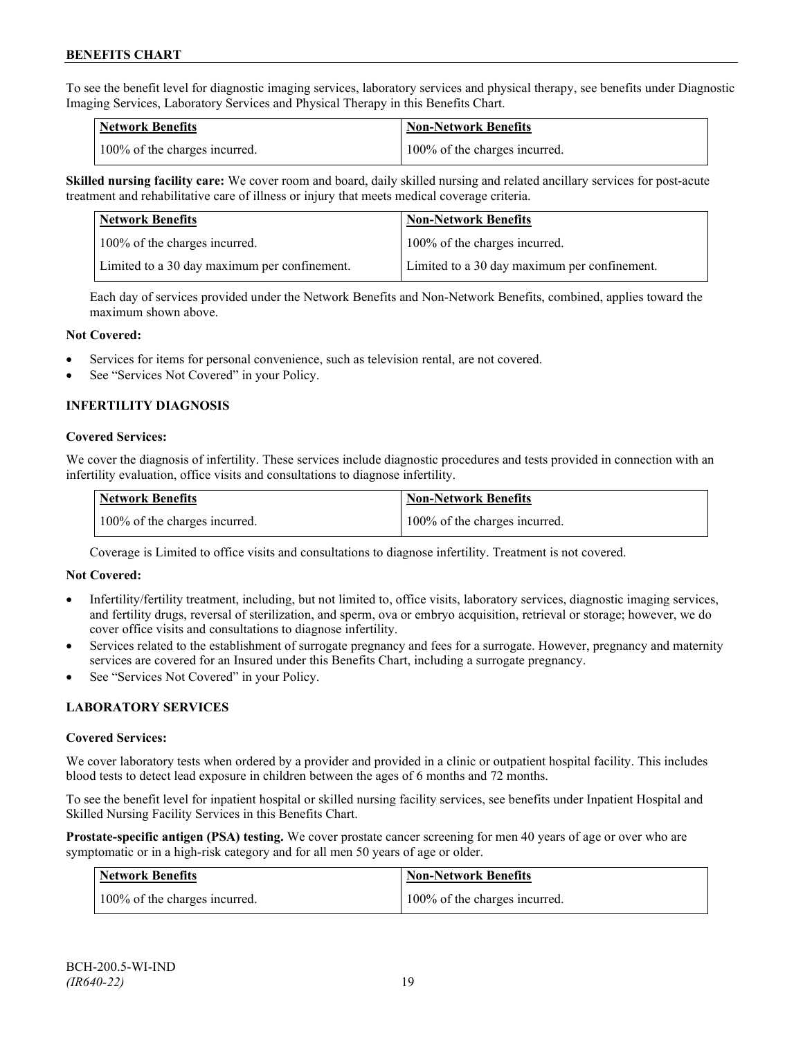To see the benefit level for diagnostic imaging services, laboratory services and physical therapy, see benefits under Diagnostic Imaging Services, Laboratory Services and Physical Therapy in this Benefits Chart.

| Network Benefits | Non-Network Benefits |
|---|---|
| 100% of the charges incurred. | 100% of the charges incurred. |

**Skilled nursing facility care:** We cover room and board, daily skilled nursing and related ancillary services for post-acute treatment and rehabilitative care of illness or injury that meets medical coverage criteria.

| Network Benefits | Non-Network Benefits |
|---|---|
| 100% of the charges incurred. | 100% of the charges incurred. |
| Limited to a 30 day maximum per confinement. | Limited to a 30 day maximum per confinement. |

Each day of services provided under the Network Benefits and Non-Network Benefits, combined, applies toward the maximum shown above.

**Not Covered:**

- Services for items for personal convenience, such as television rental, are not covered.
- See "Services Not Covered" in your Policy.

## INFERTILITY DIAGNOSIS

**Covered Services:**

We cover the diagnosis of infertility. These services include diagnostic procedures and tests provided in connection with an infertility evaluation, office visits and consultations to diagnose infertility.

| Network Benefits | Non-Network Benefits |
|---|---|
| 100% of the charges incurred. | 100% of the charges incurred. |

Coverage is Limited to office visits and consultations to diagnose infertility. Treatment is not covered.

**Not Covered:**

- Infertility/fertility treatment, including, but not limited to, office visits, laboratory services, diagnostic imaging services, and fertility drugs, reversal of sterilization, and sperm, ova or embryo acquisition, retrieval or storage; however, we do cover office visits and consultations to diagnose infertility.
- Services related to the establishment of surrogate pregnancy and fees for a surrogate. However, pregnancy and maternity services are covered for an Insured under this Benefits Chart, including a surrogate pregnancy.
- See "Services Not Covered" in your Policy.

## LABORATORY SERVICES

**Covered Services:**

We cover laboratory tests when ordered by a provider and provided in a clinic or outpatient hospital facility. This includes blood tests to detect lead exposure in children between the ages of 6 months and 72 months.

To see the benefit level for inpatient hospital or skilled nursing facility services, see benefits under Inpatient Hospital and Skilled Nursing Facility Services in this Benefits Chart.

**Prostate-specific antigen (PSA) testing.** We cover prostate cancer screening for men 40 years of age or over who are symptomatic or in a high-risk category and for all men 50 years of age or older.

| Network Benefits | Non-Network Benefits |
|---|---|
| 100% of the charges incurred. | 100% of the charges incurred. |

BCH-200.5-WI-IND
*(IR640-22)*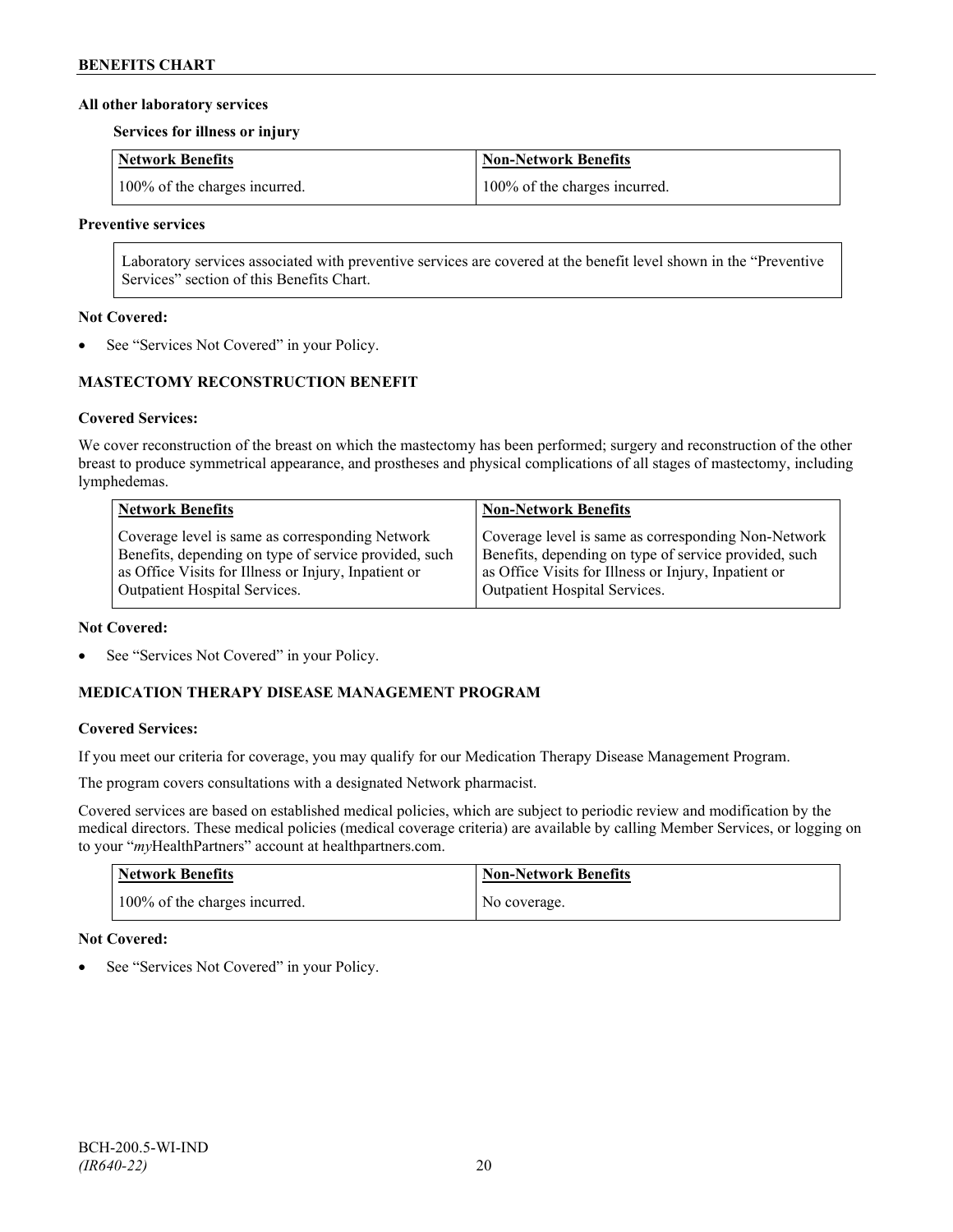**All other laboratory services**

**Services for illness or injury**

| Network Benefits | Non-Network Benefits |
|---|---|
| 100% of the charges incurred. | 100% of the charges incurred. |

**Preventive services**

Laboratory services associated with preventive services are covered at the benefit level shown in the "Preventive Services" section of this Benefits Chart.

**Not Covered:**

- See "Services Not Covered" in your Policy.

## MASTECTOMY RECONSTRUCTION BENEFIT

**Covered Services:**

We cover reconstruction of the breast on which the mastectomy has been performed; surgery and reconstruction of the other breast to produce symmetrical appearance, and prostheses and physical complications of all stages of mastectomy, including lymphedemas.

| Network Benefits | Non-Network Benefits |
|---|---|
| Coverage level is same as corresponding Network Benefits, depending on type of service provided, such as Office Visits for Illness or Injury, Inpatient or Outpatient Hospital Services. | Coverage level is same as corresponding Non-Network Benefits, depending on type of service provided, such as Office Visits for Illness or Injury, Inpatient or Outpatient Hospital Services. |

**Not Covered:**

- See "Services Not Covered" in your Policy.

## MEDICATION THERAPY DISEASE MANAGEMENT PROGRAM

**Covered Services:**

If you meet our criteria for coverage, you may qualify for our Medication Therapy Disease Management Program.

The program covers consultations with a designated Network pharmacist.

Covered services are based on established medical policies, which are subject to periodic review and modification by the medical directors. These medical policies (medical coverage criteria) are available by calling Member Services, or logging on to your "*my*HealthPartners" account at healthpartners.com.

| Network Benefits | Non-Network Benefits |
|---|---|
| 100% of the charges incurred. | No coverage. |

**Not Covered:**

- See "Services Not Covered" in your Policy.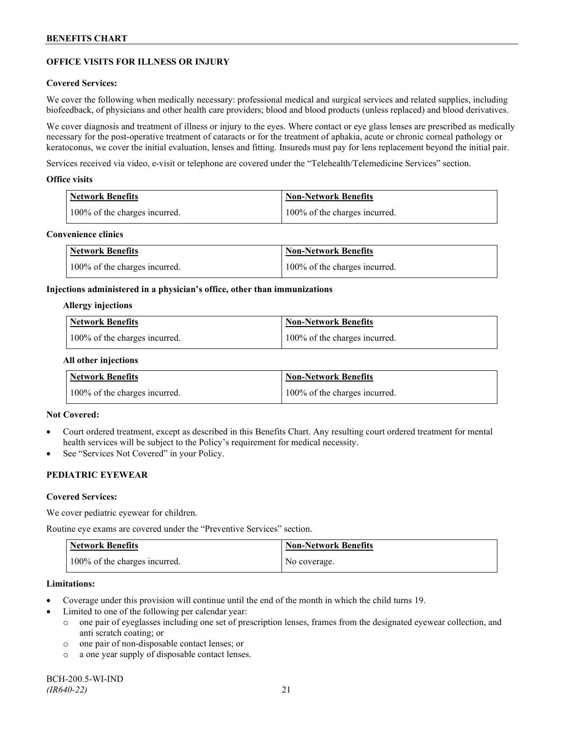## OFFICE VISITS FOR ILLNESS OR INJURY

**Covered Services:**

We cover the following when medically necessary: professional medical and surgical services and related supplies, including biofeedback, of physicians and other health care providers; blood and blood products (unless replaced) and blood derivatives.

We cover diagnosis and treatment of illness or injury to the eyes. Where contact or eye glass lenses are prescribed as medically necessary for the post-operative treatment of cataracts or for the treatment of aphakia, acute or chronic corneal pathology or keratoconus, we cover the initial evaluation, lenses and fitting. Insureds must pay for lens replacement beyond the initial pair.

Services received via video, e-visit or telephone are covered under the "Telehealth/Telemedicine Services" section.

**Office visits**

| Network Benefits | Non-Network Benefits |
| --- | --- |
| 100% of the charges incurred. | 100% of the charges incurred. |

**Convenience clinics**

| Network Benefits | Non-Network Benefits |
| --- | --- |
| 100% of the charges incurred. | 100% of the charges incurred. |

**Injections administered in a physician's office, other than immunizations**

**Allergy injections**

| Network Benefits | Non-Network Benefits |
| --- | --- |
| 100% of the charges incurred. | 100% of the charges incurred. |

**All other injections**

| Network Benefits | Non-Network Benefits |
| --- | --- |
| 100% of the charges incurred. | 100% of the charges incurred. |

**Not Covered:**

- Court ordered treatment, except as described in this Benefits Chart. Any resulting court ordered treatment for mental health services will be subject to the Policy's requirement for medical necessity.
- See "Services Not Covered" in your Policy.

## PEDIATRIC EYEWEAR

**Covered Services:**

We cover pediatric eyewear for children.

Routine eye exams are covered under the "Preventive Services" section.

| Network Benefits | Non-Network Benefits |
| --- | --- |
| 100% of the charges incurred. | No coverage. |

**Limitations:**

- Coverage under this provision will continue until the end of the month in which the child turns 19.
- Limited to one of the following per calendar year:
  - one pair of eyeglasses including one set of prescription lenses, frames from the designated eyewear collection, and anti scratch coating; or
  - one pair of non-disposable contact lenses; or
  - a one year supply of disposable contact lenses.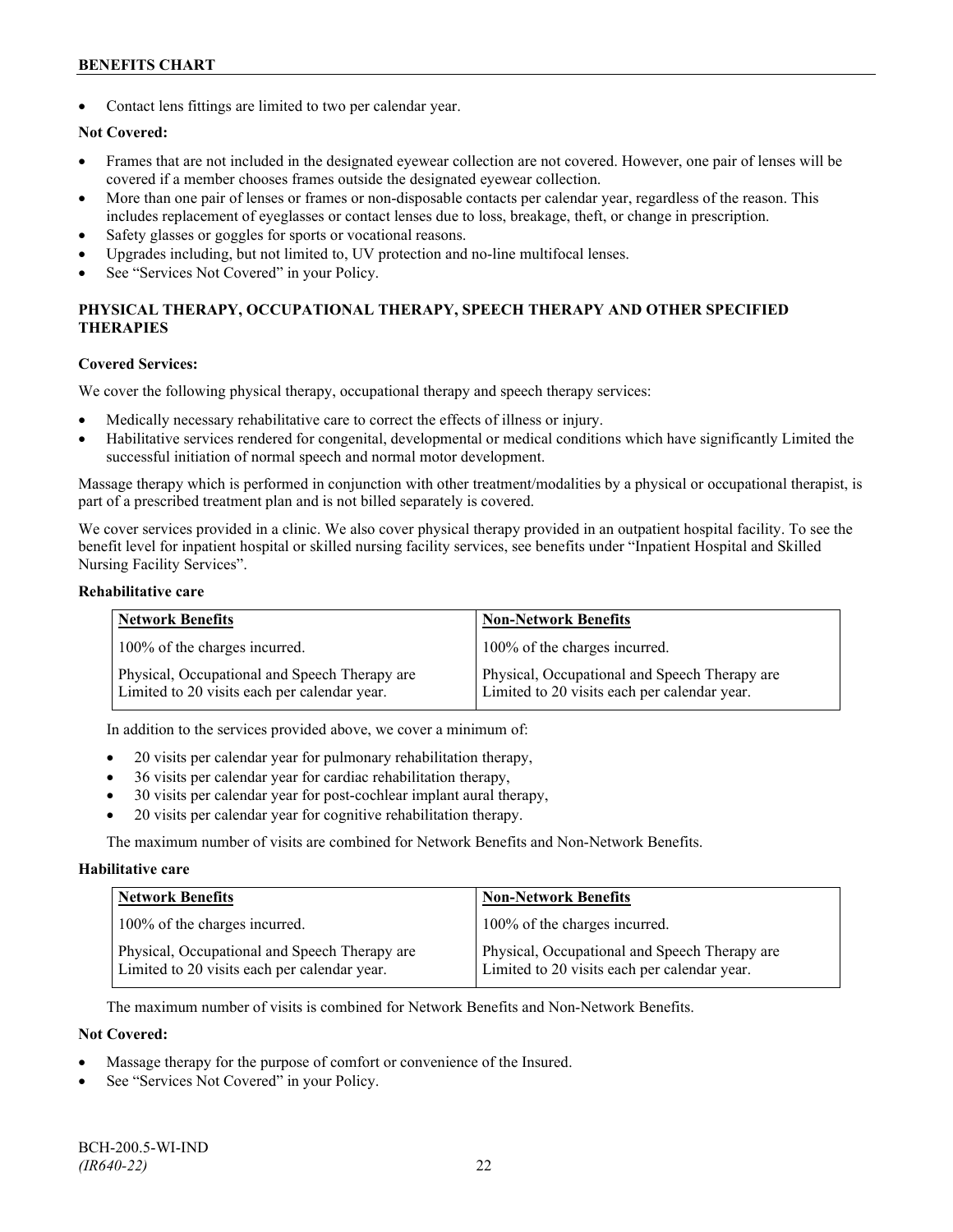- Contact lens fittings are limited to two per calendar year.

**Not Covered:**

- Frames that are not included in the designated eyewear collection are not covered. However, one pair of lenses will be covered if a member chooses frames outside the designated eyewear collection.
- More than one pair of lenses or frames or non-disposable contacts per calendar year, regardless of the reason. This includes replacement of eyeglasses or contact lenses due to loss, breakage, theft, or change in prescription.
- Safety glasses or goggles for sports or vocational reasons.
- Upgrades including, but not limited to, UV protection and no-line multifocal lenses.
- See "Services Not Covered" in your Policy.

## PHYSICAL THERAPY, OCCUPATIONAL THERAPY, SPEECH THERAPY AND OTHER SPECIFIED THERAPIES

**Covered Services:**

We cover the following physical therapy, occupational therapy and speech therapy services:

- Medically necessary rehabilitative care to correct the effects of illness or injury.
- Habilitative services rendered for congenital, developmental or medical conditions which have significantly Limited the successful initiation of normal speech and normal motor development.

Massage therapy which is performed in conjunction with other treatment/modalities by a physical or occupational therapist, is part of a prescribed treatment plan and is not billed separately is covered.

We cover services provided in a clinic. We also cover physical therapy provided in an outpatient hospital facility. To see the benefit level for inpatient hospital or skilled nursing facility services, see benefits under "Inpatient Hospital and Skilled Nursing Facility Services".

**Rehabilitative care**

| Network Benefits | Non-Network Benefits |
| --- | --- |
| 100% of the charges incurred. | 100% of the charges incurred. |
| Physical, Occupational and Speech Therapy are Limited to 20 visits each per calendar year. | Physical, Occupational and Speech Therapy are Limited to 20 visits each per calendar year. |

In addition to the services provided above, we cover a minimum of:

- 20 visits per calendar year for pulmonary rehabilitation therapy,
- 36 visits per calendar year for cardiac rehabilitation therapy,
- 30 visits per calendar year for post-cochlear implant aural therapy,
- 20 visits per calendar year for cognitive rehabilitation therapy.

The maximum number of visits are combined for Network Benefits and Non-Network Benefits.

**Habilitative care**

| Network Benefits | Non-Network Benefits |
| --- | --- |
| 100% of the charges incurred. | 100% of the charges incurred. |
| Physical, Occupational and Speech Therapy are Limited to 20 visits each per calendar year. | Physical, Occupational and Speech Therapy are Limited to 20 visits each per calendar year. |

The maximum number of visits is combined for Network Benefits and Non-Network Benefits.

**Not Covered:**

- Massage therapy for the purpose of comfort or convenience of the Insured.
- See "Services Not Covered" in your Policy.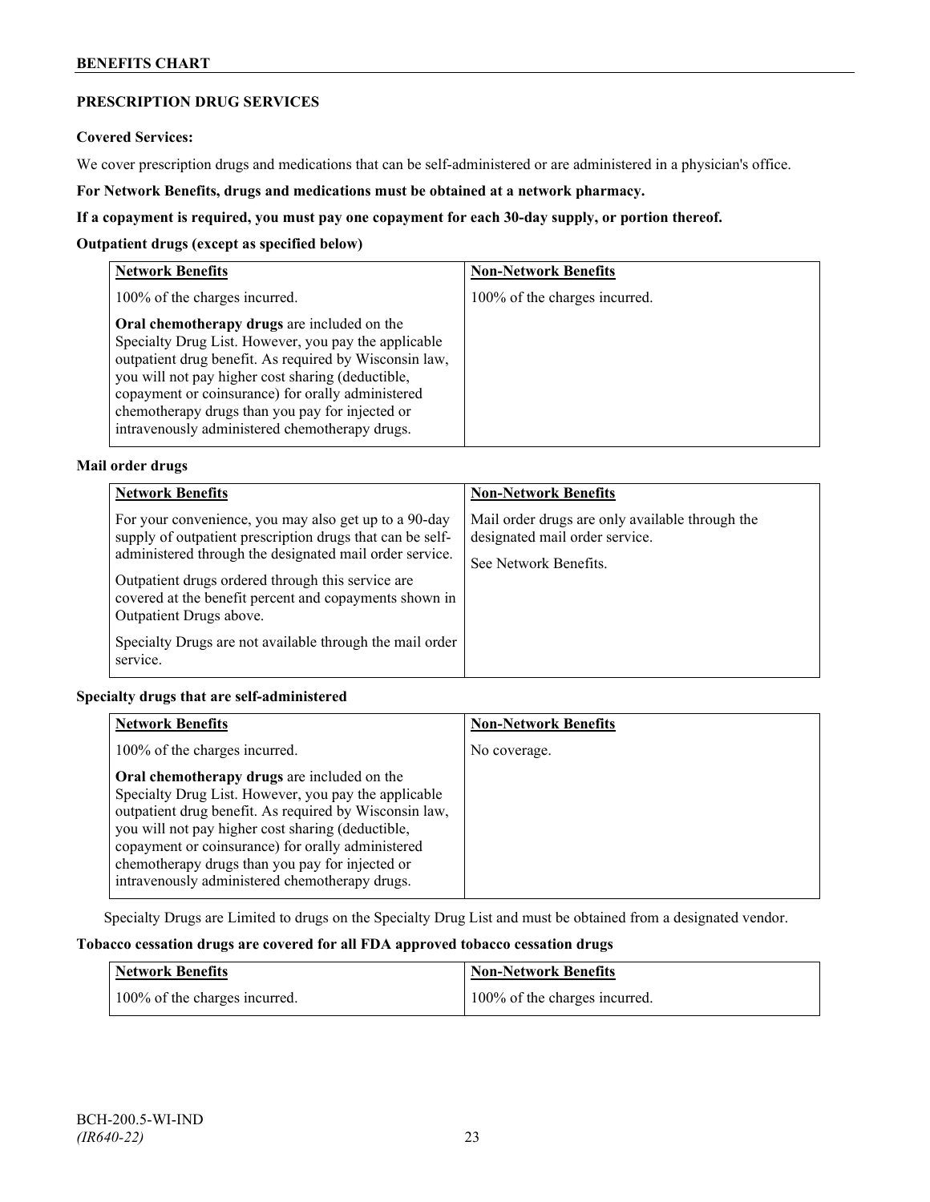## PRESCRIPTION DRUG SERVICES

**Covered Services:**

We cover prescription drugs and medications that can be self-administered or are administered in a physician's office.

**For Network Benefits, drugs and medications must be obtained at a network pharmacy.**

**If a copayment is required, you must pay one copayment for each 30-day supply, or portion thereof.**

**Outpatient drugs (except as specified below)**

| Network Benefits | Non-Network Benefits |
|---|---|
| 100% of the charges incurred.<br><br>**Oral chemotherapy drugs** are included on the Specialty Drug List. However, you pay the applicable outpatient drug benefit. As required by Wisconsin law, you will not pay higher cost sharing (deductible, copayment or coinsurance) for orally administered chemotherapy drugs than you pay for injected or intravenously administered chemotherapy drugs. | 100% of the charges incurred. |

**Mail order drugs**

| Network Benefits | Non-Network Benefits |
|---|---|
| For your convenience, you may also get up to a 90-day supply of outpatient prescription drugs that can be self-administered through the designated mail order service.<br><br>Outpatient drugs ordered through this service are covered at the benefit percent and copayments shown in Outpatient Drugs above.<br><br>Specialty Drugs are not available through the mail order service. | Mail order drugs are only available through the designated mail order service.<br><br>See Network Benefits. |

**Specialty drugs that are self-administered**

| Network Benefits | Non-Network Benefits |
|---|---|
| 100% of the charges incurred.<br><br>**Oral chemotherapy drugs** are included on the Specialty Drug List. However, you pay the applicable outpatient drug benefit. As required by Wisconsin law, you will not pay higher cost sharing (deductible, copayment or coinsurance) for orally administered chemotherapy drugs than you pay for injected or intravenously administered chemotherapy drugs. | No coverage. |

Specialty Drugs are Limited to drugs on the Specialty Drug List and must be obtained from a designated vendor.

**Tobacco cessation drugs are covered for all FDA approved tobacco cessation drugs**

| Network Benefits | Non-Network Benefits |
|---|---|
| 100% of the charges incurred. | 100% of the charges incurred. |

BCH-200.5-WI-IND
*(IR640-22)*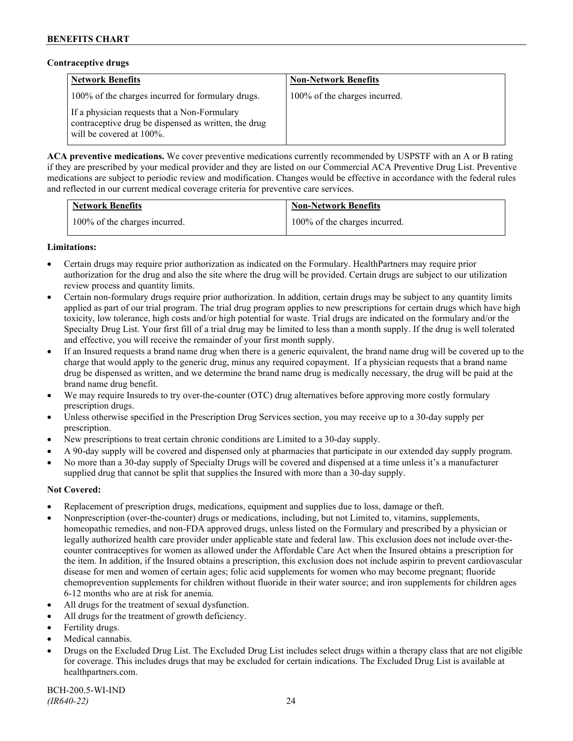**Contraceptive drugs**

| Network Benefits | Non-Network Benefits |
| --- | --- |
| 100% of the charges incurred for formulary drugs.<br><br>If a physician requests that a Non-Formulary contraceptive drug be dispensed as written, the drug will be covered at 100%. | 100% of the charges incurred. |

**ACA preventive medications.** We cover preventive medications currently recommended by USPSTF with an A or B rating if they are prescribed by your medical provider and they are listed on our Commercial ACA Preventive Drug List. Preventive medications are subject to periodic review and modification. Changes would be effective in accordance with the federal rules and reflected in our current medical coverage criteria for preventive care services.

| Network Benefits | Non-Network Benefits |
| --- | --- |
| 100% of the charges incurred. | 100% of the charges incurred. |

**Limitations:**

- Certain drugs may require prior authorization as indicated on the Formulary. HealthPartners may require prior authorization for the drug and also the site where the drug will be provided. Certain drugs are subject to our utilization review process and quantity limits.
- Certain non-formulary drugs require prior authorization. In addition, certain drugs may be subject to any quantity limits applied as part of our trial program. The trial drug program applies to new prescriptions for certain drugs which have high toxicity, low tolerance, high costs and/or high potential for waste. Trial drugs are indicated on the formulary and/or the Specialty Drug List. Your first fill of a trial drug may be limited to less than a month supply. If the drug is well tolerated and effective, you will receive the remainder of your first month supply.
- If an Insured requests a brand name drug when there is a generic equivalent, the brand name drug will be covered up to the charge that would apply to the generic drug, minus any required copayment. If a physician requests that a brand name drug be dispensed as written, and we determine the brand name drug is medically necessary, the drug will be paid at the brand name drug benefit.
- We may require Insureds to try over-the-counter (OTC) drug alternatives before approving more costly formulary prescription drugs.
- Unless otherwise specified in the Prescription Drug Services section, you may receive up to a 30-day supply per prescription.
- New prescriptions to treat certain chronic conditions are Limited to a 30-day supply.
- A 90-day supply will be covered and dispensed only at pharmacies that participate in our extended day supply program.
- No more than a 30-day supply of Specialty Drugs will be covered and dispensed at a time unless it's a manufacturer supplied drug that cannot be split that supplies the Insured with more than a 30-day supply.

**Not Covered:**

- Replacement of prescription drugs, medications, equipment and supplies due to loss, damage or theft.
- Nonprescription (over-the-counter) drugs or medications, including, but not Limited to, vitamins, supplements, homeopathic remedies, and non-FDA approved drugs, unless listed on the Formulary and prescribed by a physician or legally authorized health care provider under applicable state and federal law. This exclusion does not include over-the-counter contraceptives for women as allowed under the Affordable Care Act when the Insured obtains a prescription for the item. In addition, if the Insured obtains a prescription, this exclusion does not include aspirin to prevent cardiovascular disease for men and women of certain ages; folic acid supplements for women who may become pregnant; fluoride chemoprevention supplements for children without fluoride in their water source; and iron supplements for children ages 6-12 months who are at risk for anemia.
- All drugs for the treatment of sexual dysfunction.
- All drugs for the treatment of growth deficiency.
- Fertility drugs.
- Medical cannabis.
- Drugs on the Excluded Drug List. The Excluded Drug List includes select drugs within a therapy class that are not eligible for coverage. This includes drugs that may be excluded for certain indications. The Excluded Drug List is available at healthpartners.com.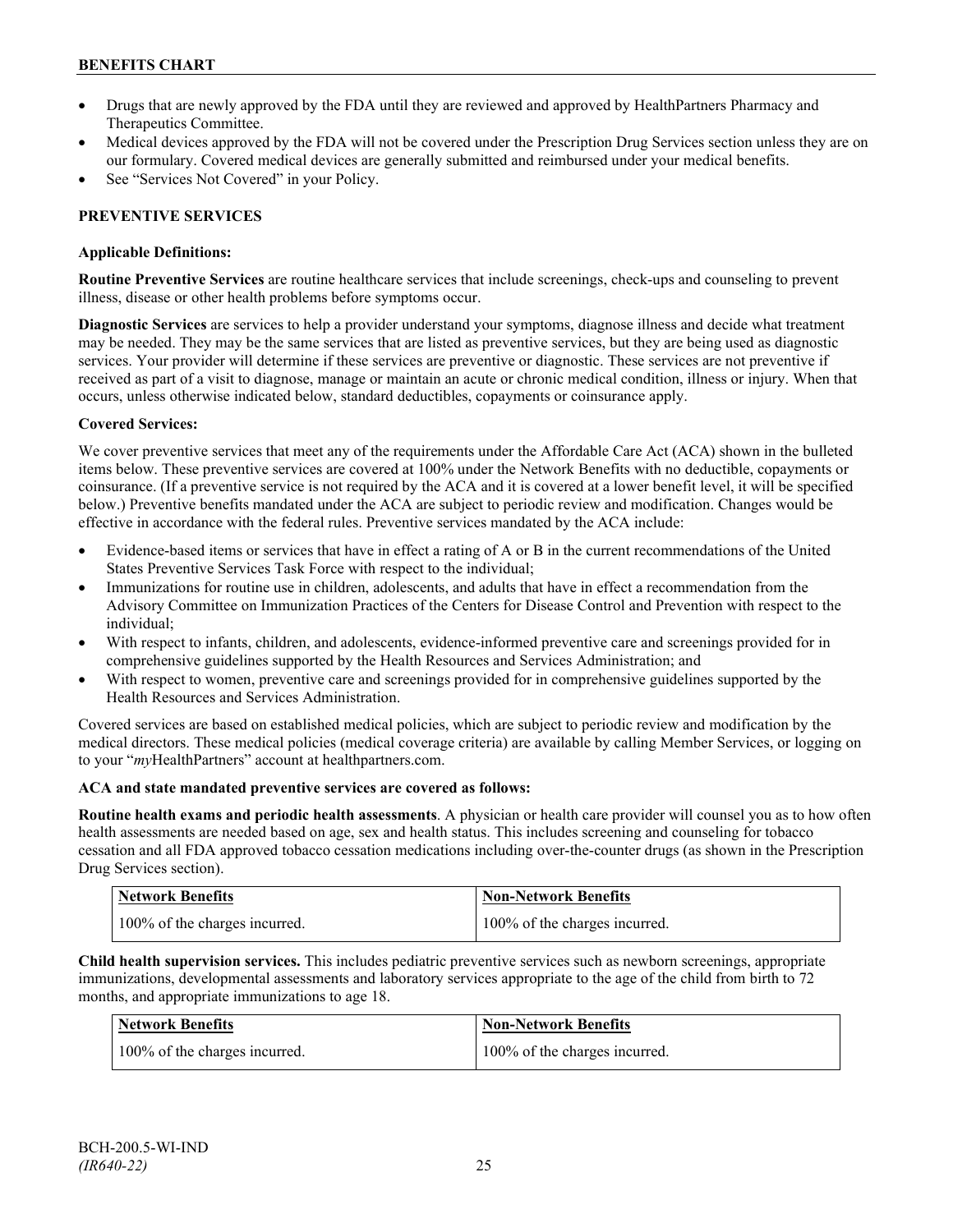- Drugs that are newly approved by the FDA until they are reviewed and approved by HealthPartners Pharmacy and Therapeutics Committee.
- Medical devices approved by the FDA will not be covered under the Prescription Drug Services section unless they are on our formulary. Covered medical devices are generally submitted and reimbursed under your medical benefits.
- See "Services Not Covered" in your Policy.

## PREVENTIVE SERVICES

### Applicable Definitions:

**Routine Preventive Services** are routine healthcare services that include screenings, check-ups and counseling to prevent illness, disease or other health problems before symptoms occur.

**Diagnostic Services** are services to help a provider understand your symptoms, diagnose illness and decide what treatment may be needed. They may be the same services that are listed as preventive services, but they are being used as diagnostic services. Your provider will determine if these services are preventive or diagnostic. These services are not preventive if received as part of a visit to diagnose, manage or maintain an acute or chronic medical condition, illness or injury. When that occurs, unless otherwise indicated below, standard deductibles, copayments or coinsurance apply.

### Covered Services:

We cover preventive services that meet any of the requirements under the Affordable Care Act (ACA) shown in the bulleted items below. These preventive services are covered at 100% under the Network Benefits with no deductible, copayments or coinsurance. (If a preventive service is not required by the ACA and it is covered at a lower benefit level, it will be specified below.) Preventive benefits mandated under the ACA are subject to periodic review and modification. Changes would be effective in accordance with the federal rules. Preventive services mandated by the ACA include:

- Evidence-based items or services that have in effect a rating of A or B in the current recommendations of the United States Preventive Services Task Force with respect to the individual;
- Immunizations for routine use in children, adolescents, and adults that have in effect a recommendation from the Advisory Committee on Immunization Practices of the Centers for Disease Control and Prevention with respect to the individual;
- With respect to infants, children, and adolescents, evidence-informed preventive care and screenings provided for in comprehensive guidelines supported by the Health Resources and Services Administration; and
- With respect to women, preventive care and screenings provided for in comprehensive guidelines supported by the Health Resources and Services Administration.

Covered services are based on established medical policies, which are subject to periodic review and modification by the medical directors. These medical policies (medical coverage criteria) are available by calling Member Services, or logging on to your "*my*HealthPartners" account at healthpartners.com.

**ACA and state mandated preventive services are covered as follows:**

**Routine health exams and periodic health assessments**. A physician or health care provider will counsel you as to how often health assessments are needed based on age, sex and health status. This includes screening and counseling for tobacco cessation and all FDA approved tobacco cessation medications including over-the-counter drugs (as shown in the Prescription Drug Services section).

| Network Benefits | Non-Network Benefits |
|---|---|
| 100% of the charges incurred. | 100% of the charges incurred. |

**Child health supervision services.** This includes pediatric preventive services such as newborn screenings, appropriate immunizations, developmental assessments and laboratory services appropriate to the age of the child from birth to 72 months, and appropriate immunizations to age 18.

| Network Benefits | Non-Network Benefits |
|---|---|
| 100% of the charges incurred. | 100% of the charges incurred. |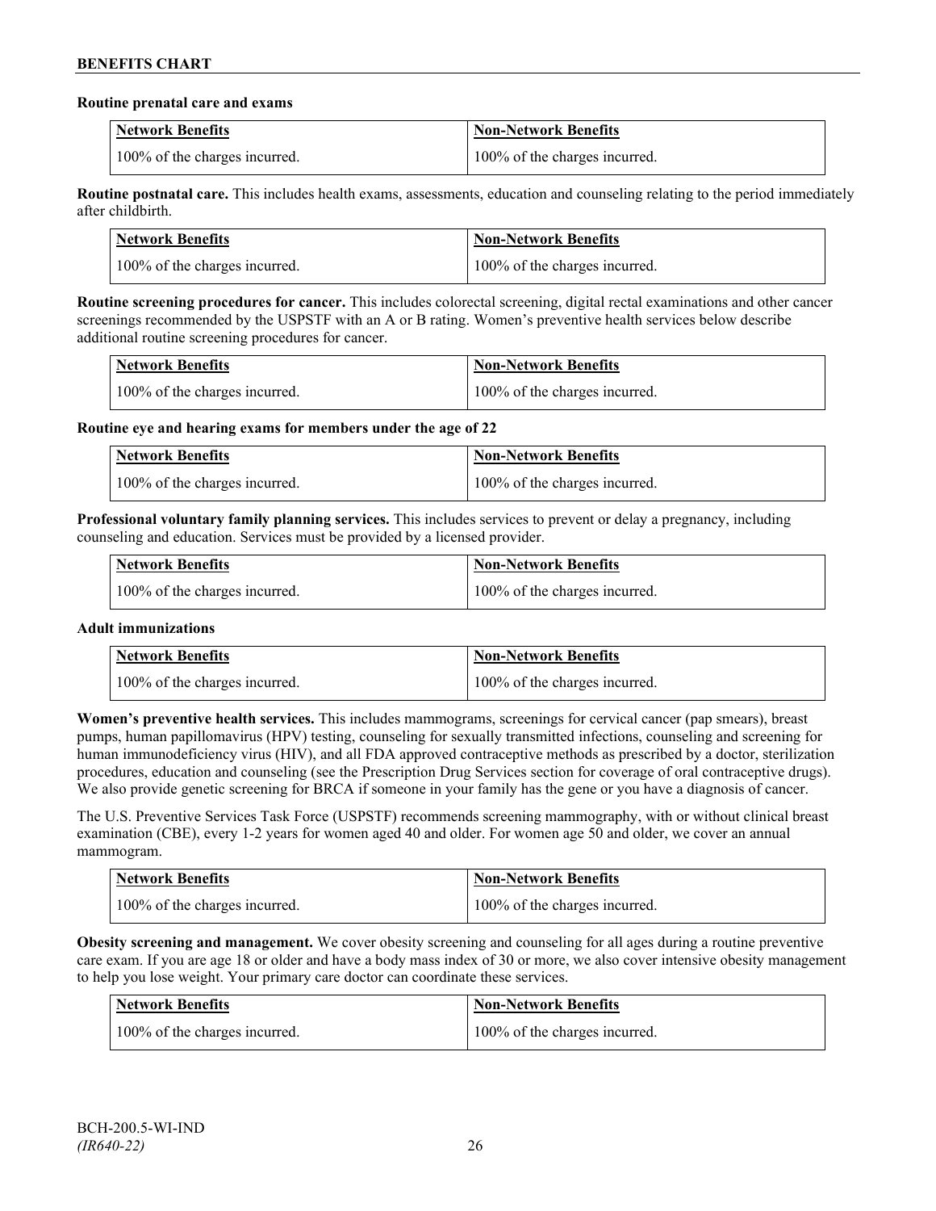**Routine prenatal care and exams**

| Network Benefits | Non-Network Benefits |
| --- | --- |
| 100% of the charges incurred. | 100% of the charges incurred. |

**Routine postnatal care.** This includes health exams, assessments, education and counseling relating to the period immediately after childbirth.

| Network Benefits | Non-Network Benefits |
| --- | --- |
| 100% of the charges incurred. | 100% of the charges incurred. |

**Routine screening procedures for cancer.** This includes colorectal screening, digital rectal examinations and other cancer screenings recommended by the USPSTF with an A or B rating. Women's preventive health services below describe additional routine screening procedures for cancer.

| Network Benefits | Non-Network Benefits |
| --- | --- |
| 100% of the charges incurred. | 100% of the charges incurred. |

**Routine eye and hearing exams for members under the age of 22**

| Network Benefits | Non-Network Benefits |
| --- | --- |
| 100% of the charges incurred. | 100% of the charges incurred. |

**Professional voluntary family planning services.** This includes services to prevent or delay a pregnancy, including counseling and education. Services must be provided by a licensed provider.

| Network Benefits | Non-Network Benefits |
| --- | --- |
| 100% of the charges incurred. | 100% of the charges incurred. |

**Adult immunizations**

| Network Benefits | Non-Network Benefits |
| --- | --- |
| 100% of the charges incurred. | 100% of the charges incurred. |

**Women's preventive health services.** This includes mammograms, screenings for cervical cancer (pap smears), breast pumps, human papillomavirus (HPV) testing, counseling for sexually transmitted infections, counseling and screening for human immunodeficiency virus (HIV), and all FDA approved contraceptive methods as prescribed by a doctor, sterilization procedures, education and counseling (see the Prescription Drug Services section for coverage of oral contraceptive drugs). We also provide genetic screening for BRCA if someone in your family has the gene or you have a diagnosis of cancer.

The U.S. Preventive Services Task Force (USPSTF) recommends screening mammography, with or without clinical breast examination (CBE), every 1-2 years for women aged 40 and older. For women age 50 and older, we cover an annual mammogram.

| Network Benefits | Non-Network Benefits |
| --- | --- |
| 100% of the charges incurred. | 100% of the charges incurred. |

**Obesity screening and management.** We cover obesity screening and counseling for all ages during a routine preventive care exam. If you are age 18 or older and have a body mass index of 30 or more, we also cover intensive obesity management to help you lose weight. Your primary care doctor can coordinate these services.

| Network Benefits | Non-Network Benefits |
| --- | --- |
| 100% of the charges incurred. | 100% of the charges incurred. |

BCH-200.5-WI-IND
*(IR640-22)*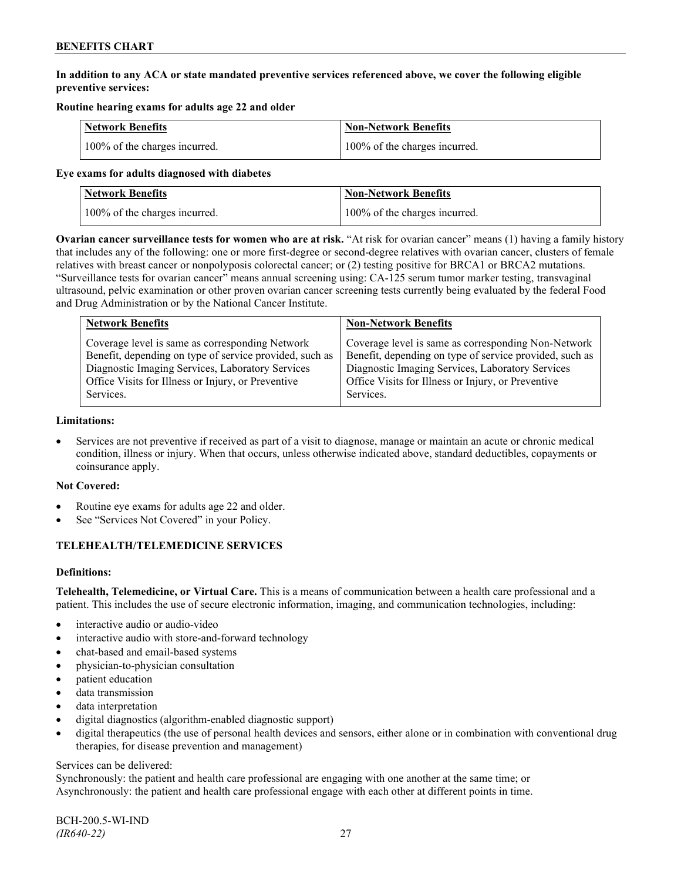**In addition to any ACA or state mandated preventive services referenced above, we cover the following eligible preventive services:**

**Routine hearing exams for adults age 22 and older**

| Network Benefits | Non-Network Benefits |
|---|---|
| 100% of the charges incurred. | 100% of the charges incurred. |

**Eye exams for adults diagnosed with diabetes**

| Network Benefits | Non-Network Benefits |
|---|---|
| 100% of the charges incurred. | 100% of the charges incurred. |

**Ovarian cancer surveillance tests for women who are at risk.** "At risk for ovarian cancer" means (1) having a family history that includes any of the following: one or more first-degree or second-degree relatives with ovarian cancer, clusters of female relatives with breast cancer or nonpolyposis colorectal cancer; or (2) testing positive for BRCA1 or BRCA2 mutations. "Surveillance tests for ovarian cancer" means annual screening using: CA-125 serum tumor marker testing, transvaginal ultrasound, pelvic examination or other proven ovarian cancer screening tests currently being evaluated by the federal Food and Drug Administration or by the National Cancer Institute.

| Network Benefits | Non-Network Benefits |
|---|---|
| Coverage level is same as corresponding Network Benefit, depending on type of service provided, such as Diagnostic Imaging Services, Laboratory Services Office Visits for Illness or Injury, or Preventive Services. | Coverage level is same as corresponding Non-Network Benefit, depending on type of service provided, such as Diagnostic Imaging Services, Laboratory Services Office Visits for Illness or Injury, or Preventive Services. |

**Limitations:**

- Services are not preventive if received as part of a visit to diagnose, manage or maintain an acute or chronic medical condition, illness or injury. When that occurs, unless otherwise indicated above, standard deductibles, copayments or coinsurance apply.

**Not Covered:**

- Routine eye exams for adults age 22 and older.
- See "Services Not Covered" in your Policy.

## TELEHEALTH/TELEMEDICINE SERVICES

**Definitions:**

**Telehealth, Telemedicine, or Virtual Care.** This is a means of communication between a health care professional and a patient. This includes the use of secure electronic information, imaging, and communication technologies, including:

- interactive audio or audio-video
- interactive audio with store-and-forward technology
- chat-based and email-based systems
- physician-to-physician consultation
- patient education
- data transmission
- data interpretation
- digital diagnostics (algorithm-enabled diagnostic support)
- digital therapeutics (the use of personal health devices and sensors, either alone or in combination with conventional drug therapies, for disease prevention and management)

Services can be delivered:
Synchronously: the patient and health care professional are engaging with one another at the same time; or
Asynchronously: the patient and health care professional engage with each other at different points in time.

BCH-200.5-WI-IND
*(IR640-22)*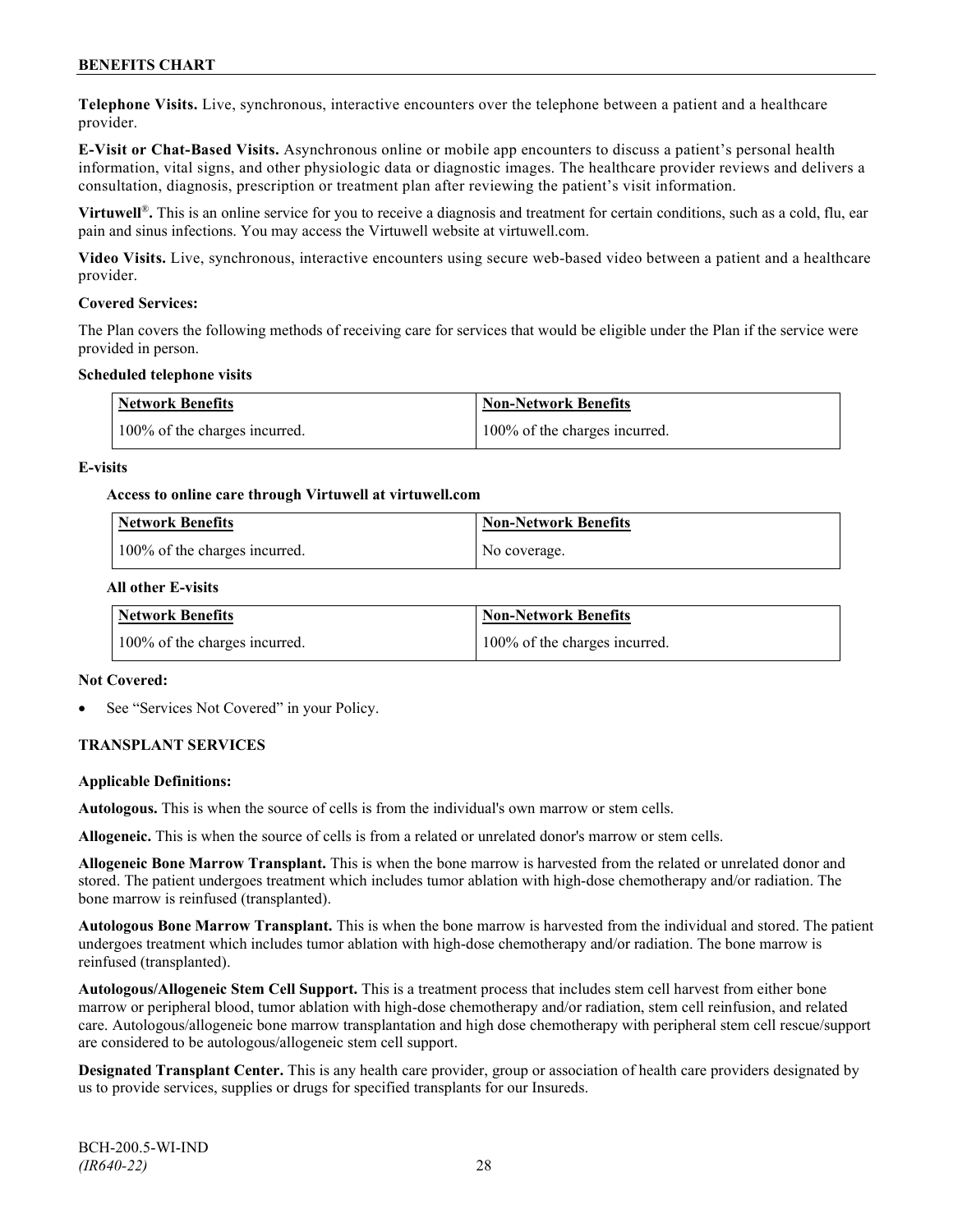**Telephone Visits.** Live, synchronous, interactive encounters over the telephone between a patient and a healthcare provider.

**E-Visit or Chat-Based Visits.** Asynchronous online or mobile app encounters to discuss a patient's personal health information, vital signs, and other physiologic data or diagnostic images. The healthcare provider reviews and delivers a consultation, diagnosis, prescription or treatment plan after reviewing the patient's visit information.

**Virtuwell®.** This is an online service for you to receive a diagnosis and treatment for certain conditions, such as a cold, flu, ear pain and sinus infections. You may access the Virtuwell website at virtuwell.com.

**Video Visits.** Live, synchronous, interactive encounters using secure web-based video between a patient and a healthcare provider.

**Covered Services:**

The Plan covers the following methods of receiving care for services that would be eligible under the Plan if the service were provided in person.

**Scheduled telephone visits**

| Network Benefits | Non-Network Benefits |
|---|---|
| 100% of the charges incurred. | 100% of the charges incurred. |

**E-visits**

**Access to online care through Virtuwell at virtuwell.com**

| Network Benefits | Non-Network Benefits |
|---|---|
| 100% of the charges incurred. | No coverage. |

**All other E-visits**

| Network Benefits | Non-Network Benefits |
|---|---|
| 100% of the charges incurred. | 100% of the charges incurred. |

**Not Covered:**

- See "Services Not Covered" in your Policy.

### TRANSPLANT SERVICES

**Applicable Definitions:**

**Autologous.** This is when the source of cells is from the individual's own marrow or stem cells.

**Allogeneic.** This is when the source of cells is from a related or unrelated donor's marrow or stem cells.

**Allogeneic Bone Marrow Transplant.** This is when the bone marrow is harvested from the related or unrelated donor and stored. The patient undergoes treatment which includes tumor ablation with high-dose chemotherapy and/or radiation. The bone marrow is reinfused (transplanted).

**Autologous Bone Marrow Transplant.** This is when the bone marrow is harvested from the individual and stored. The patient undergoes treatment which includes tumor ablation with high-dose chemotherapy and/or radiation. The bone marrow is reinfused (transplanted).

**Autologous/Allogeneic Stem Cell Support.** This is a treatment process that includes stem cell harvest from either bone marrow or peripheral blood, tumor ablation with high-dose chemotherapy and/or radiation, stem cell reinfusion, and related care. Autologous/allogeneic bone marrow transplantation and high dose chemotherapy with peripheral stem cell rescue/support are considered to be autologous/allogeneic stem cell support.

**Designated Transplant Center.** This is any health care provider, group or association of health care providers designated by us to provide services, supplies or drugs for specified transplants for our Insureds.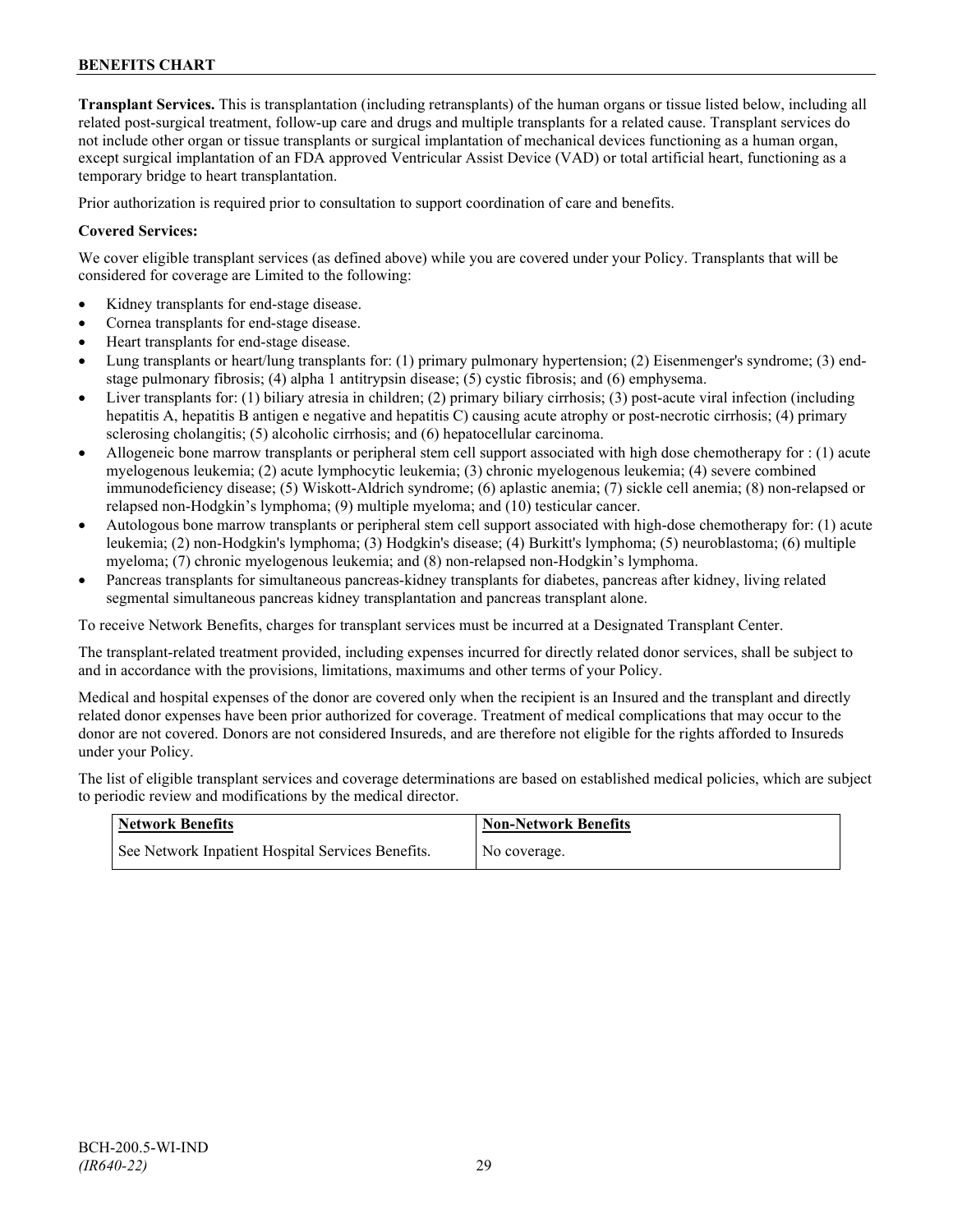**Transplant Services.** This is transplantation (including retransplants) of the human organs or tissue listed below, including all related post-surgical treatment, follow-up care and drugs and multiple transplants for a related cause. Transplant services do not include other organ or tissue transplants or surgical implantation of mechanical devices functioning as a human organ, except surgical implantation of an FDA approved Ventricular Assist Device (VAD) or total artificial heart, functioning as a temporary bridge to heart transplantation.

Prior authorization is required prior to consultation to support coordination of care and benefits.

**Covered Services:**

We cover eligible transplant services (as defined above) while you are covered under your Policy. Transplants that will be considered for coverage are Limited to the following:

- Kidney transplants for end-stage disease.
- Cornea transplants for end-stage disease.
- Heart transplants for end-stage disease.
- Lung transplants or heart/lung transplants for: (1) primary pulmonary hypertension; (2) Eisenmenger's syndrome; (3) end-stage pulmonary fibrosis; (4) alpha 1 antitrypsin disease; (5) cystic fibrosis; and (6) emphysema.
- Liver transplants for: (1) biliary atresia in children; (2) primary biliary cirrhosis; (3) post-acute viral infection (including hepatitis A, hepatitis B antigen e negative and hepatitis C) causing acute atrophy or post-necrotic cirrhosis; (4) primary sclerosing cholangitis; (5) alcoholic cirrhosis; and (6) hepatocellular carcinoma.
- Allogeneic bone marrow transplants or peripheral stem cell support associated with high dose chemotherapy for : (1) acute myelogenous leukemia; (2) acute lymphocytic leukemia; (3) chronic myelogenous leukemia; (4) severe combined immunodeficiency disease; (5) Wiskott-Aldrich syndrome; (6) aplastic anemia; (7) sickle cell anemia; (8) non-relapsed or relapsed non-Hodgkin's lymphoma; (9) multiple myeloma; and (10) testicular cancer.
- Autologous bone marrow transplants or peripheral stem cell support associated with high-dose chemotherapy for: (1) acute leukemia; (2) non-Hodgkin's lymphoma; (3) Hodgkin's disease; (4) Burkitt's lymphoma; (5) neuroblastoma; (6) multiple myeloma; (7) chronic myelogenous leukemia; and (8) non-relapsed non-Hodgkin's lymphoma.
- Pancreas transplants for simultaneous pancreas-kidney transplants for diabetes, pancreas after kidney, living related segmental simultaneous pancreas kidney transplantation and pancreas transplant alone.

To receive Network Benefits, charges for transplant services must be incurred at a Designated Transplant Center.

The transplant-related treatment provided, including expenses incurred for directly related donor services, shall be subject to and in accordance with the provisions, limitations, maximums and other terms of your Policy.

Medical and hospital expenses of the donor are covered only when the recipient is an Insured and the transplant and directly related donor expenses have been prior authorized for coverage. Treatment of medical complications that may occur to the donor are not covered. Donors are not considered Insureds, and are therefore not eligible for the rights afforded to Insureds under your Policy.

The list of eligible transplant services and coverage determinations are based on established medical policies, which are subject to periodic review and modifications by the medical director.

| Network Benefits | Non-Network Benefits |
|---|---|
| See Network Inpatient Hospital Services Benefits. | No coverage. |

BCH-200.5-WI-IND
*(IR640-22)*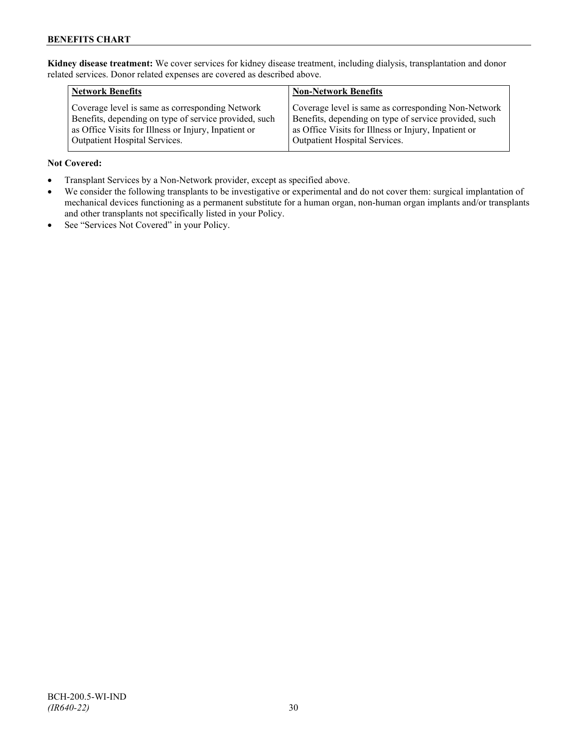**Kidney disease treatment:** We cover services for kidney disease treatment, including dialysis, transplantation and donor related services. Donor related expenses are covered as described above.

| Network Benefits | Non-Network Benefits |
|---|---|
| Coverage level is same as corresponding Network Benefits, depending on type of service provided, such as Office Visits for Illness or Injury, Inpatient or Outpatient Hospital Services. | Coverage level is same as corresponding Non-Network Benefits, depending on type of service provided, such as Office Visits for Illness or Injury, Inpatient or Outpatient Hospital Services. |

**Not Covered:**

- Transplant Services by a Non-Network provider, except as specified above.
- We consider the following transplants to be investigative or experimental and do not cover them: surgical implantation of mechanical devices functioning as a permanent substitute for a human organ, non-human organ implants and/or transplants and other transplants not specifically listed in your Policy.
- See "Services Not Covered" in your Policy.

BCH-200.5-WI-IND
*(IR640-22)*